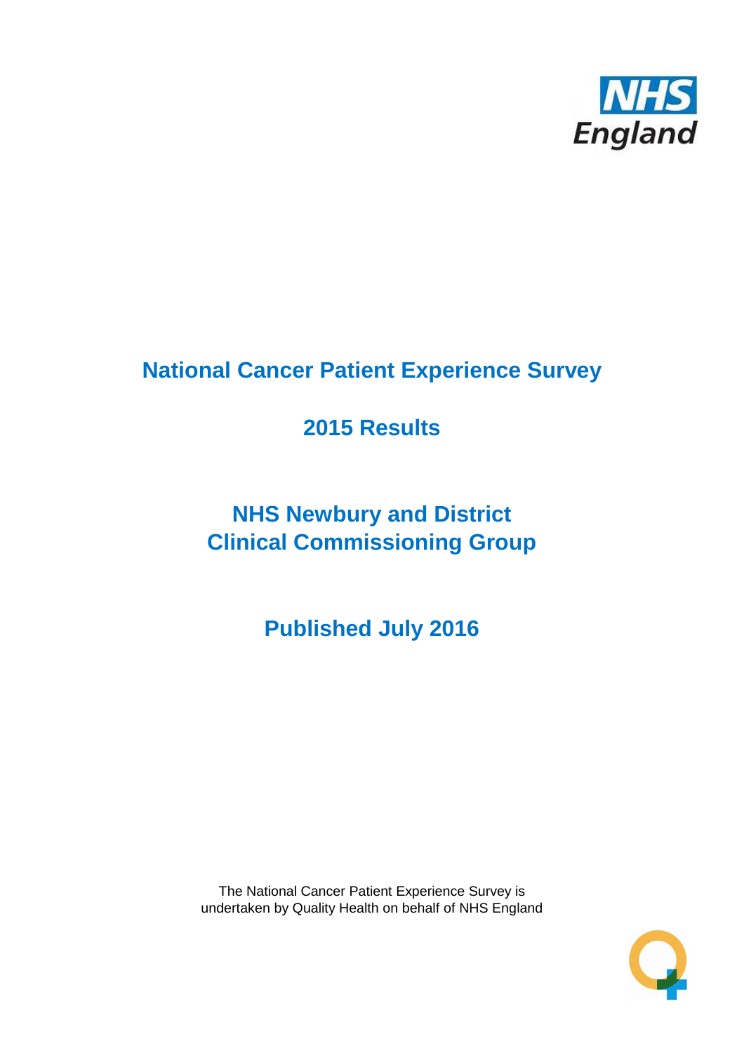# National Cancer Patient Experience Survey

## 2015 Results

## NHS Newbury and District Clinical Commissioning Group

## Published July 2016

The National Cancer Patient Experience Survey is undertaken by Quality Health on behalf of NHS England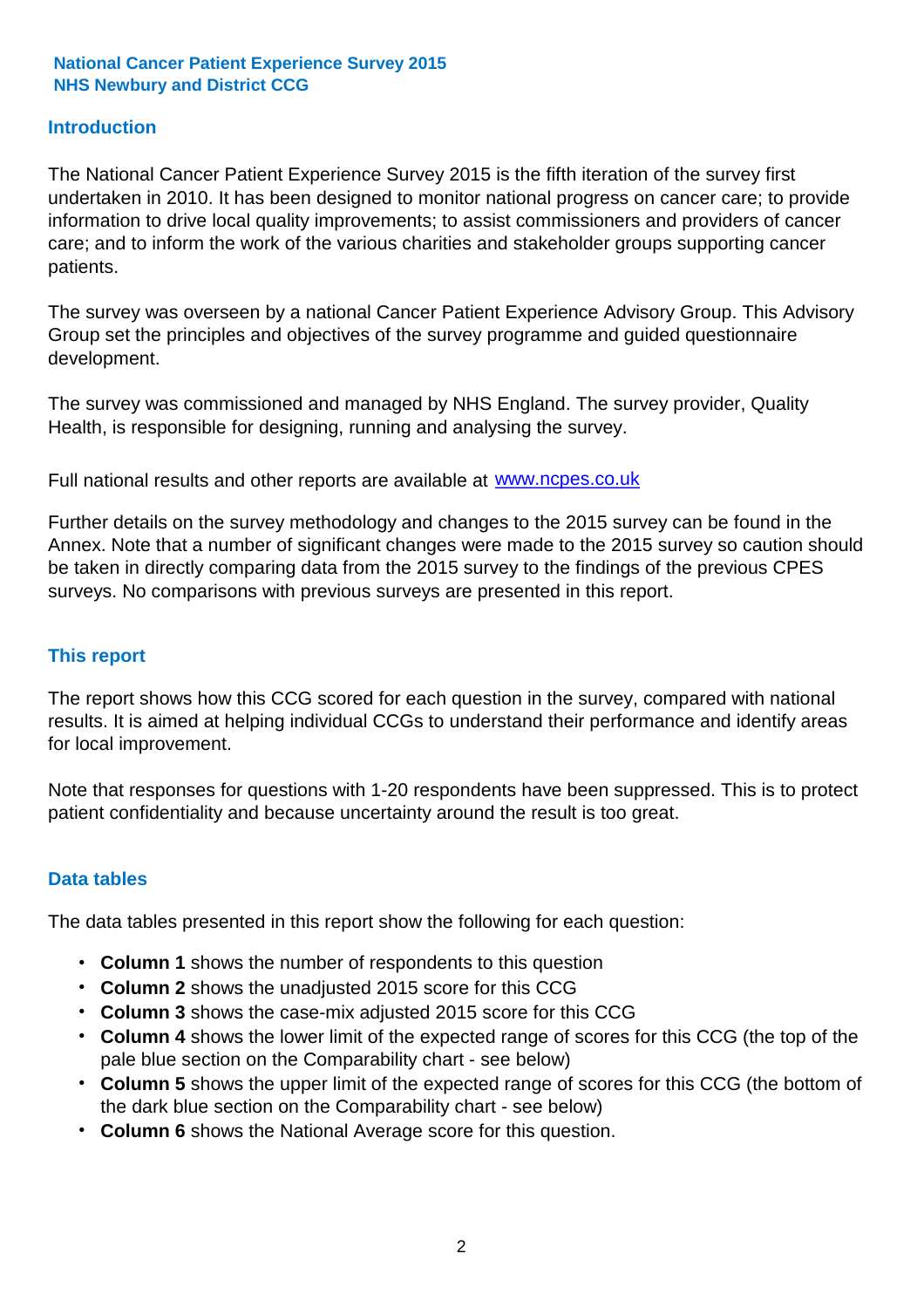National Cancer Patient Experience Survey 2015
NHS Newbury and District CCG

## Introduction

The National Cancer Patient Experience Survey 2015 is the fifth iteration of the survey first undertaken in 2010. It has been designed to monitor national progress on cancer care; to provide information to drive local quality improvements; to assist commissioners and providers of cancer care; and to inform the work of the various charities and stakeholder groups supporting cancer patients.

The survey was overseen by a national Cancer Patient Experience Advisory Group. This Advisory Group set the principles and objectives of the survey programme and guided questionnaire development.

The survey was commissioned and managed by NHS England. The survey provider, Quality Health, is responsible for designing, running and analysing the survey.

Full national results and other reports are available at www.ncpes.co.uk

Further details on the survey methodology and changes to the 2015 survey can be found in the Annex. Note that a number of significant changes were made to the 2015 survey so caution should be taken in directly comparing data from the 2015 survey to the findings of the previous CPES surveys. No comparisons with previous surveys are presented in this report.

## This report

The report shows how this CCG scored for each question in the survey, compared with national results. It is aimed at helping individual CCGs to understand their performance and identify areas for local improvement.

Note that responses for questions with 1-20 respondents have been suppressed. This is to protect patient confidentiality and because uncertainty around the result is too great.

## Data tables

The data tables presented in this report show the following for each question:

- **Column 1** shows the number of respondents to this question
- **Column 2** shows the unadjusted 2015 score for this CCG
- **Column 3** shows the case-mix adjusted 2015 score for this CCG
- **Column 4** shows the lower limit of the expected range of scores for this CCG (the top of the pale blue section on the Comparability chart - see below)
- **Column 5** shows the upper limit of the expected range of scores for this CCG (the bottom of the dark blue section on the Comparability chart - see below)
- **Column 6** shows the National Average score for this question.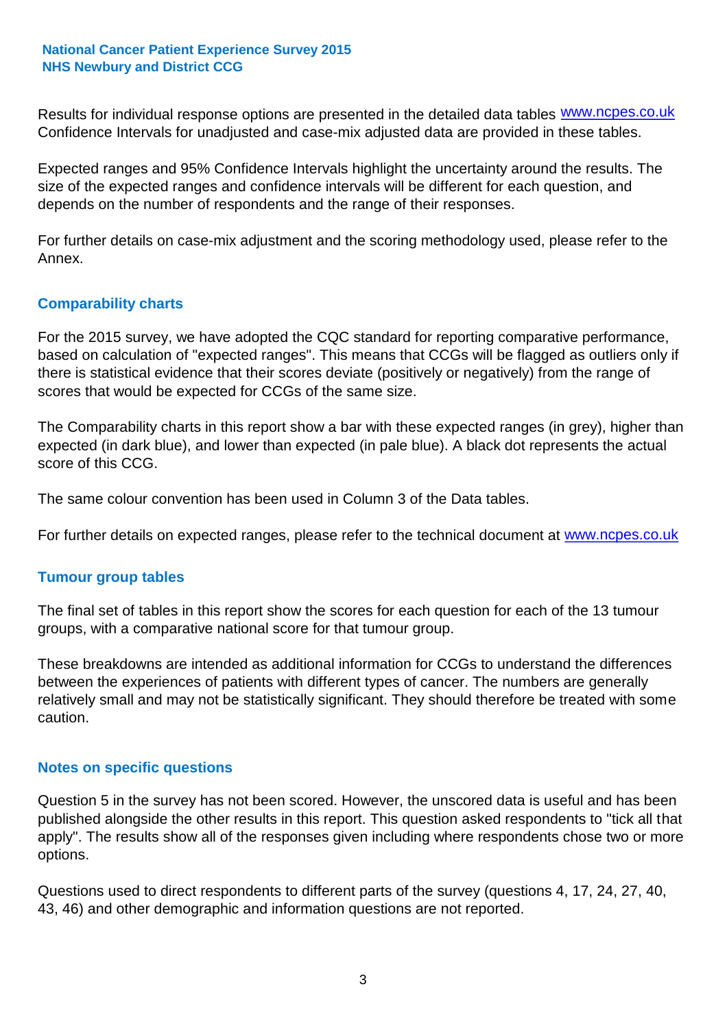Results for individual response options are presented in the detailed data tables www.ncpes.co.uk Confidence Intervals for unadjusted and case-mix adjusted data are provided in these tables.

Expected ranges and 95% Confidence Intervals highlight the uncertainty around the results. The size of the expected ranges and confidence intervals will be different for each question, and depends on the number of respondents and the range of their responses.

For further details on case-mix adjustment and the scoring methodology used, please refer to the Annex.

## Comparability charts

For the 2015 survey, we have adopted the CQC standard for reporting comparative performance, based on calculation of "expected ranges". This means that CCGs will be flagged as outliers only if there is statistical evidence that their scores deviate (positively or negatively) from the range of scores that would be expected for CCGs of the same size.

The Comparability charts in this report show a bar with these expected ranges (in grey), higher than expected (in dark blue), and lower than expected (in pale blue). A black dot represents the actual score of this CCG.

The same colour convention has been used in Column 3 of the Data tables.

For further details on expected ranges, please refer to the technical document at www.ncpes.co.uk

## Tumour group tables

The final set of tables in this report show the scores for each question for each of the 13 tumour groups, with a comparative national score for that tumour group.

These breakdowns are intended as additional information for CCGs to understand the differences between the experiences of patients with different types of cancer. The numbers are generally relatively small and may not be statistically significant. They should therefore be treated with some caution.

## Notes on specific questions

Question 5 in the survey has not been scored. However, the unscored data is useful and has been published alongside the other results in this report. This question asked respondents to "tick all that apply". The results show all of the responses given including where respondents chose two or more options.

Questions used to direct respondents to different parts of the survey (questions 4, 17, 24, 27, 40, 43, 46) and other demographic and information questions are not reported.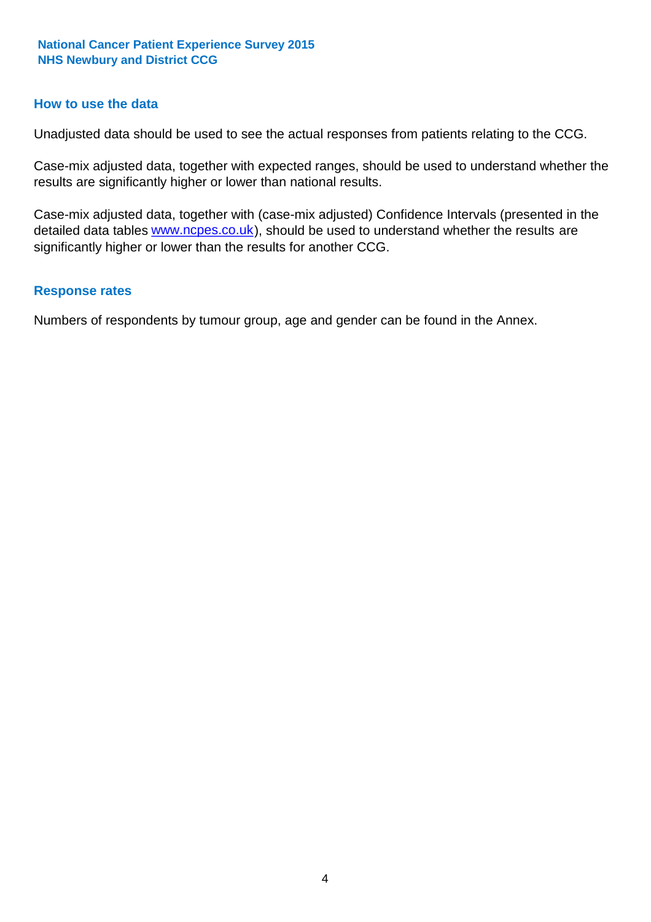## How to use the data

Unadjusted data should be used to see the actual responses from patients relating to the CCG.

Case-mix adjusted data, together with expected ranges, should be used to understand whether the results are significantly higher or lower than national results.

Case-mix adjusted data, together with (case-mix adjusted) Confidence Intervals (presented in the detailed data tables www.ncpes.co.uk), should be used to understand whether the results are significantly higher or lower than the results for another CCG.

## Response rates

Numbers of respondents by tumour group, age and gender can be found in the Annex.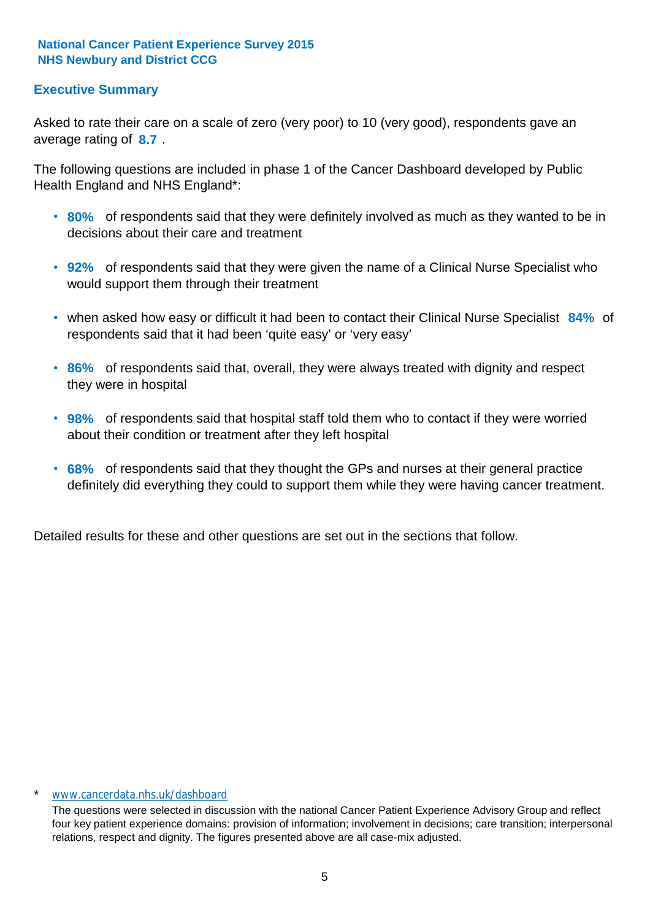**National Cancer Patient Experience Survey 2015**
**NHS Newbury and District CCG**

## Executive Summary

Asked to rate their care on a scale of zero (very poor) to 10 (very good), respondents gave an average rating of **8.7** .

The following questions are included in phase 1 of the Cancer Dashboard developed by Public Health England and NHS England*:

- **80%** of respondents said that they were definitely involved as much as they wanted to be in decisions about their care and treatment
- **92%** of respondents said that they were given the name of a Clinical Nurse Specialist who would support them through their treatment
- when asked how easy or difficult it had been to contact their Clinical Nurse Specialist **84%** of respondents said that it had been 'quite easy' or 'very easy'
- **86%** of respondents said that, overall, they were always treated with dignity and respect they were in hospital
- **98%** of respondents said that hospital staff told them who to contact if they were worried about their condition or treatment after they left hospital
- **68%** of respondents said that they thought the GPs and nurses at their general practice definitely did everything they could to support them while they were having cancer treatment.

Detailed results for these and other questions are set out in the sections that follow.

\* www.cancerdata.nhs.uk/dashboard

The questions were selected in discussion with the national Cancer Patient Experience Advisory Group and reflect four key patient experience domains: provision of information; involvement in decisions; care transition; interpersonal relations, respect and dignity. The figures presented above are all case-mix adjusted.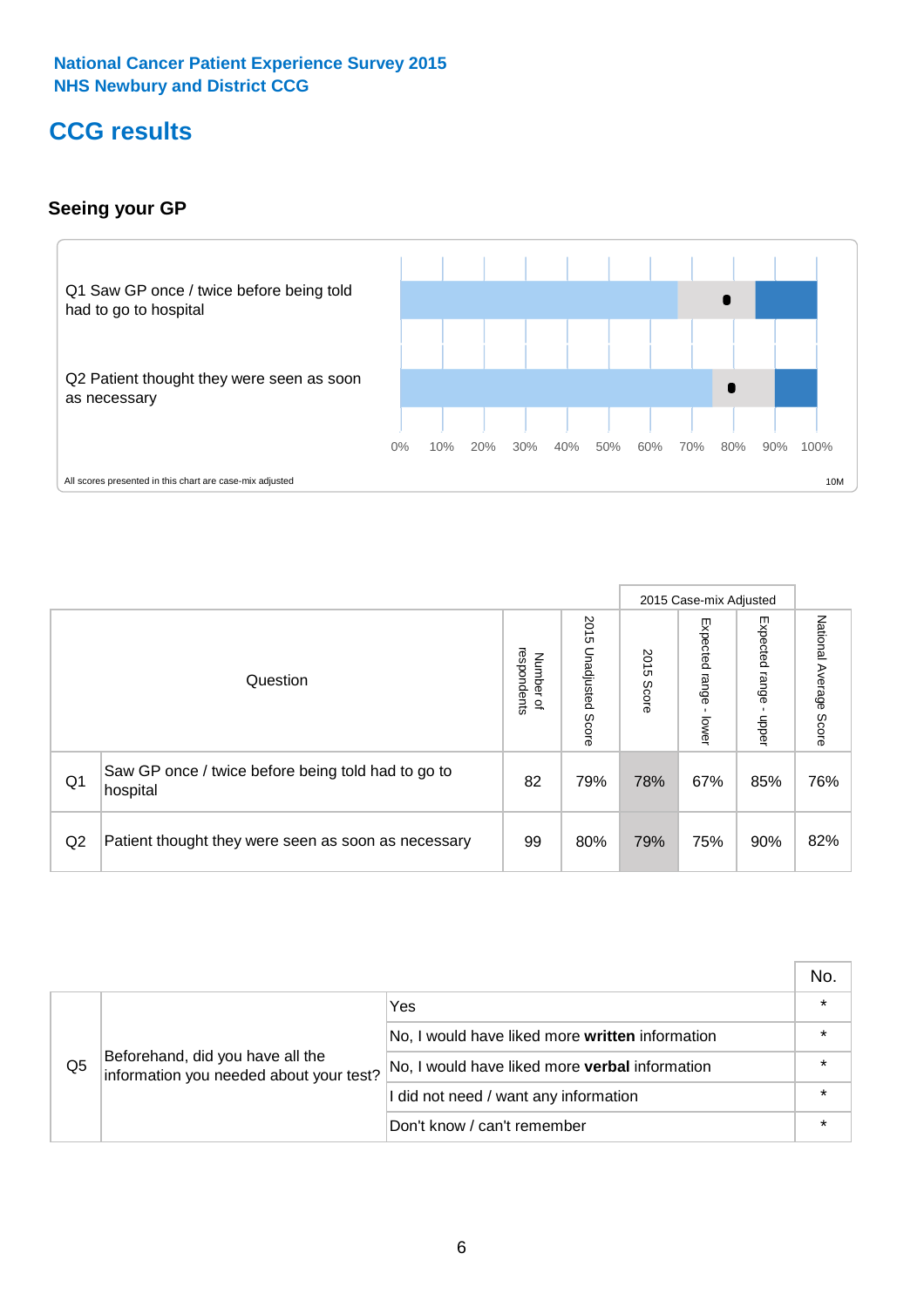National Cancer Patient Experience Survey 2015
NHS Newbury and District CCG

# CCG results

## Seeing your GP

Q1 Saw GP once / twice before being told had to go to hospital

Q2 Patient thought they were seen as soon as necessary

0% 10% 20% 30% 40% 50% 60% 70% 80% 90% 100%

All scores presented in this chart are case-mix adjusted

10M

| | Question | Number of respondents | 2015 Unadjusted Score | 2015 Case-mix Adjusted: 2015 Score | 2015 Case-mix Adjusted: Expected range - lower | 2015 Case-mix Adjusted: Expected range - upper | National Average Score |
|---|---|---|---|---|---|---|---|
| Q1 | Saw GP once / twice before being told had to go to hospital | 82 | 79% | 78% | 67% | 85% | 76% |
| Q2 | Patient thought they were seen as soon as necessary | 99 | 80% | 79% | 75% | 90% | 82% |

| | | | No. |
|---|---|---|---|
| Q5 | Beforehand, did you have all the information you needed about your test? | Yes | * |
| | | No, I would have liked more **written** information | * |
| | | No, I would have liked more **verbal** information | * |
| | | I did not need / want any information | * |
| | | Don't know / can't remember | * |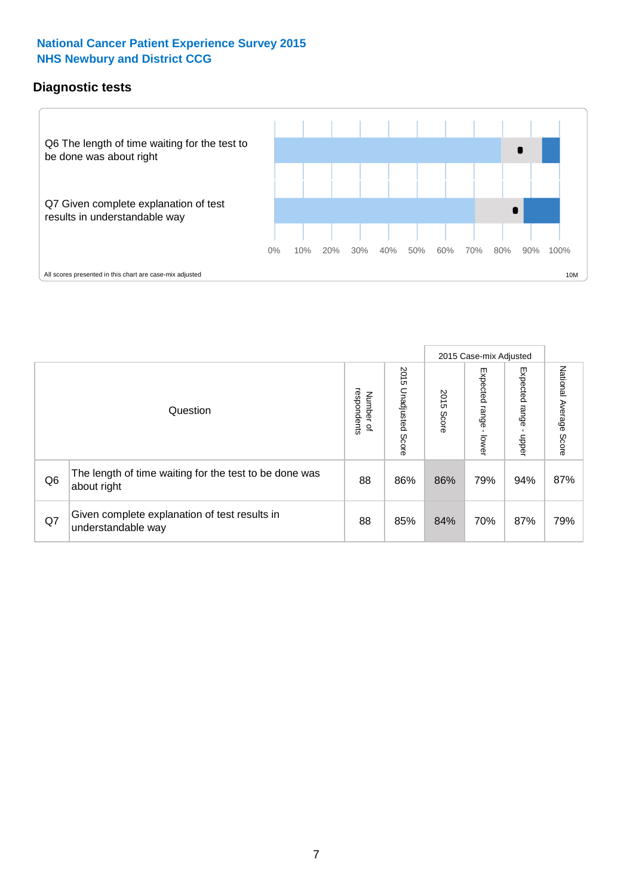**National Cancer Patient Experience Survey 2015**
**NHS Newbury and District CCG**

## Diagnostic tests

Q6 The length of time waiting for the test to be done was about right

Q7 Given complete explanation of test results in understandable way

0% 10% 20% 30% 40% 50% 60% 70% 80% 90% 100%

All scores presented in this chart are case-mix adjusted

10M

| | Question | Number of respondents | 2015 Unadjusted Score | 2015 Case-mix Adjusted | | | National Average Score |
|---|---|---|---|---|---|---|---|
| | | | | 2015 Score | Expected range - lower | Expected range - upper | |
| Q6 | The length of time waiting for the test to be done was about right | 88 | 86% | 86% | 79% | 94% | 87% |
| Q7 | Given complete explanation of test results in understandable way | 88 | 85% | 84% | 70% | 87% | 79% |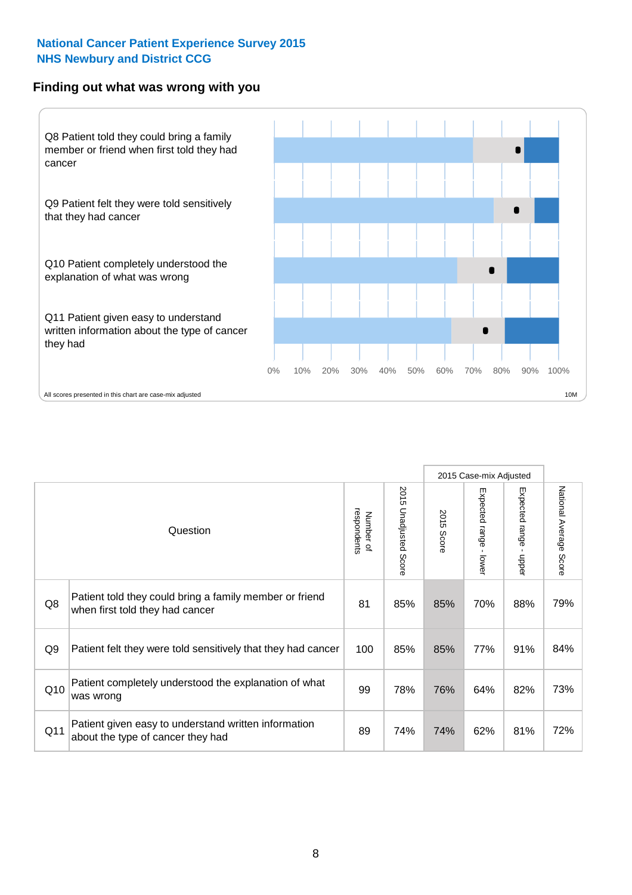**National Cancer Patient Experience Survey 2015**
**NHS Newbury and District CCG**

## Finding out what was wrong with you

Q8 Patient told they could bring a family member or friend when first told they had cancer

Q9 Patient felt they were told sensitively that they had cancer

Q10 Patient completely understood the explanation of what was wrong

Q11 Patient given easy to understand written information about the type of cancer they had

0% 10% 20% 30% 40% 50% 60% 70% 80% 90% 100%

All scores presented in this chart are case-mix adjusted

10M

| | Question | Number of respondents | 2015 Unadjusted Score | 2015 Case-mix Adjusted | | | National Average Score |
|---|---|---|---|---|---|---|---|
| | | | | 2015 Score | Expected range - lower | Expected range - upper | |
| Q8 | Patient told they could bring a family member or friend when first told they had cancer | 81 | 85% | 85% | 70% | 88% | 79% |
| Q9 | Patient felt they were told sensitively that they had cancer | 100 | 85% | 85% | 77% | 91% | 84% |
| Q10 | Patient completely understood the explanation of what was wrong | 99 | 78% | 76% | 64% | 82% | 73% |
| Q11 | Patient given easy to understand written information about the type of cancer they had | 89 | 74% | 74% | 62% | 81% | 72% |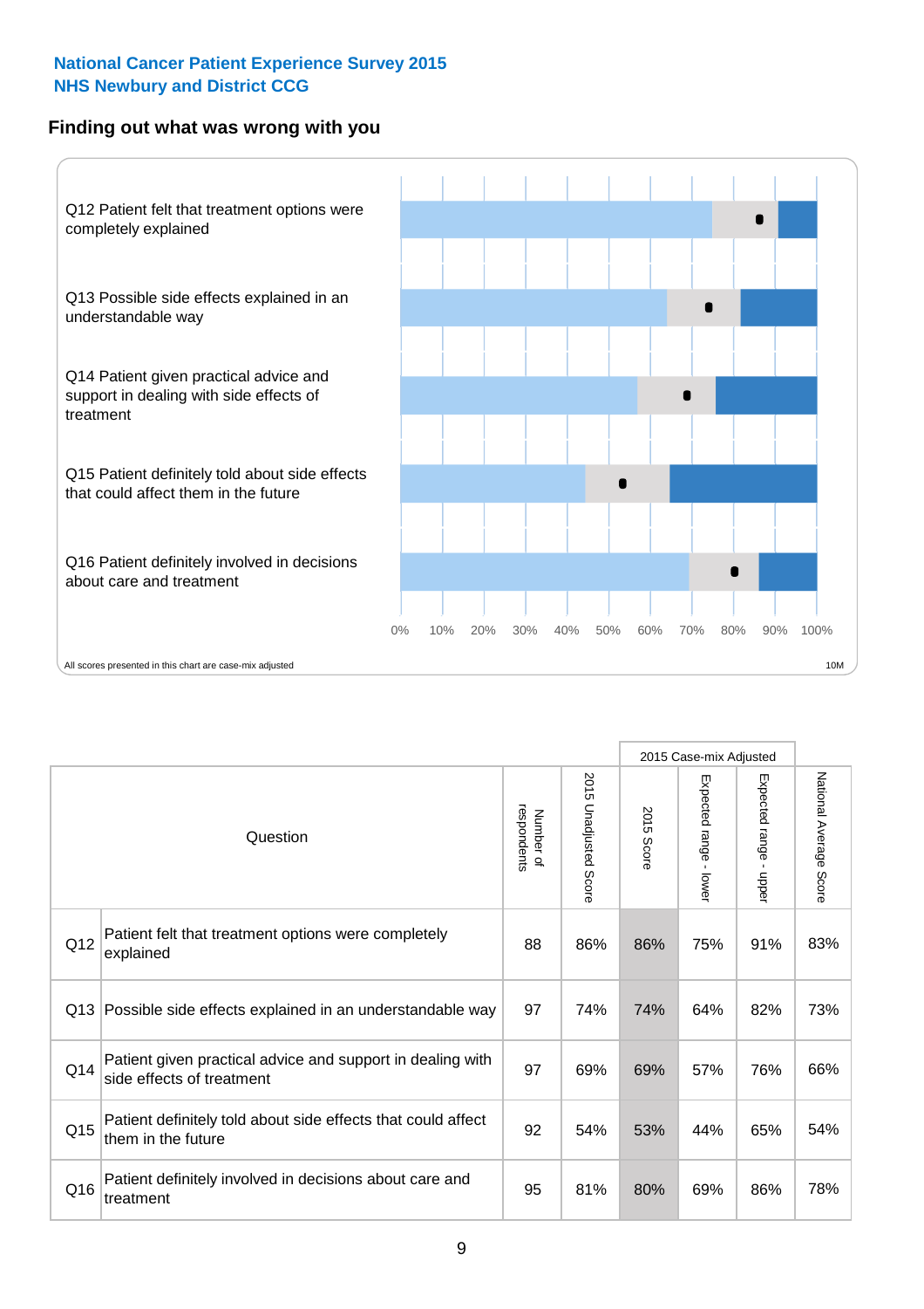**National Cancer Patient Experience Survey 2015**
**NHS Newbury and District CCG**

## Finding out what was wrong with you

Q12 Patient felt that treatment options were completely explained

Q13 Possible side effects explained in an understandable way

Q14 Patient given practical advice and support in dealing with side effects of treatment

Q15 Patient definitely told about side effects that could affect them in the future

Q16 Patient definitely involved in decisions about care and treatment

0% 10% 20% 30% 40% 50% 60% 70% 80% 90% 100%

All scores presented in this chart are case-mix adjusted

10M

| | Question | Number of respondents | 2015 Unadjusted Score | 2015 Case-mix Adjusted | | | National Average Score |
|---|---|---|---|---|---|---|---|
| | | | | 2015 Score | Expected range - lower | Expected range - upper | |
| Q12 | Patient felt that treatment options were completely explained | 88 | 86% | 86% | 75% | 91% | 83% |
| Q13 | Possible side effects explained in an understandable way | 97 | 74% | 74% | 64% | 82% | 73% |
| Q14 | Patient given practical advice and support in dealing with side effects of treatment | 97 | 69% | 69% | 57% | 76% | 66% |
| Q15 | Patient definitely told about side effects that could affect them in the future | 92 | 54% | 53% | 44% | 65% | 54% |
| Q16 | Patient definitely involved in decisions about care and treatment | 95 | 81% | 80% | 69% | 86% | 78% |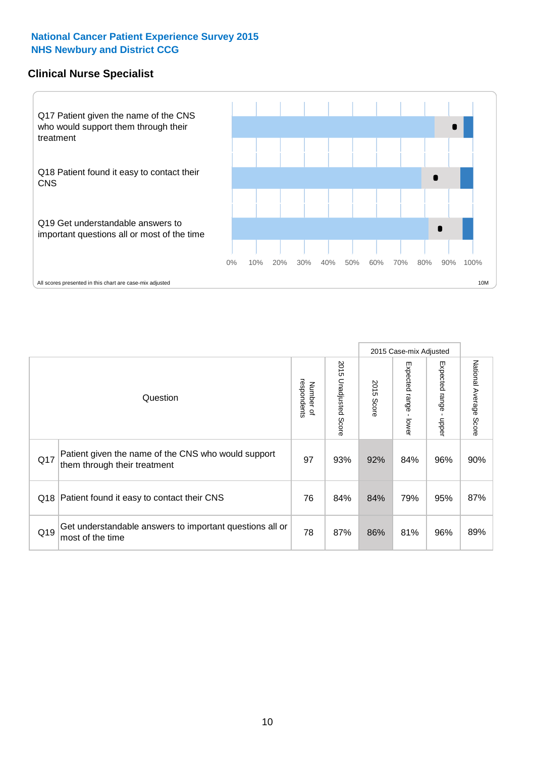## National Cancer Patient Experience Survey 2015
## NHS Newbury and District CCG

### Clinical Nurse Specialist

Q17 Patient given the name of the CNS who would support them through their treatment

Q18 Patient found it easy to contact their CNS

Q19 Get understandable answers to important questions all or most of the time

0% 10% 20% 30% 40% 50% 60% 70% 80% 90% 100%

All scores presented in this chart are case-mix adjusted

10M

| | Question | Number of respondents | 2015 Unadjusted Score | 2015 Case-mix Adjusted: 2015 Score | 2015 Case-mix Adjusted: Expected range - lower | 2015 Case-mix Adjusted: Expected range - upper | National Average Score |
|---|---|---|---|---|---|---|---|
| Q17 | Patient given the name of the CNS who would support them through their treatment | 97 | 93% | 92% | 84% | 96% | 90% |
| Q18 | Patient found it easy to contact their CNS | 76 | 84% | 84% | 79% | 95% | 87% |
| Q19 | Get understandable answers to important questions all or most of the time | 78 | 87% | 86% | 81% | 96% | 89% |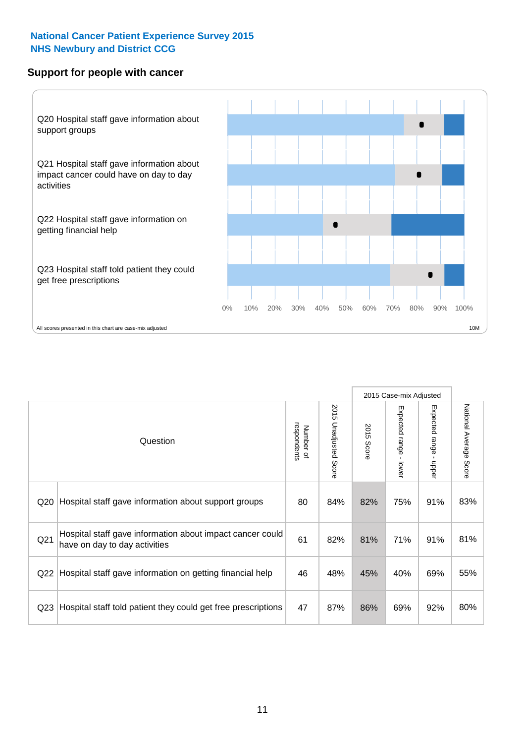**National Cancer Patient Experience Survey 2015**
**NHS Newbury and District CCG**

## Support for people with cancer

Q20 Hospital staff gave information about support groups

Q21 Hospital staff gave information about impact cancer could have on day to day activities

Q22 Hospital staff gave information on getting financial help

Q23 Hospital staff told patient they could get free prescriptions

0% 10% 20% 30% 40% 50% 60% 70% 80% 90% 100%

All scores presented in this chart are case-mix adjusted

10M

| | Question | Number of respondents | 2015 Unadjusted Score | 2015 Case-mix Adjusted | | | National Average Score |
|---|---|---|---|---|---|---|---|
| | | | | 2015 Score | Expected range - lower | Expected range - upper | |
| Q20 | Hospital staff gave information about support groups | 80 | 84% | 82% | 75% | 91% | 83% |
| Q21 | Hospital staff gave information about impact cancer could have on day to day activities | 61 | 82% | 81% | 71% | 91% | 81% |
| Q22 | Hospital staff gave information on getting financial help | 46 | 48% | 45% | 40% | 69% | 55% |
| Q23 | Hospital staff told patient they could get free prescriptions | 47 | 87% | 86% | 69% | 92% | 80% |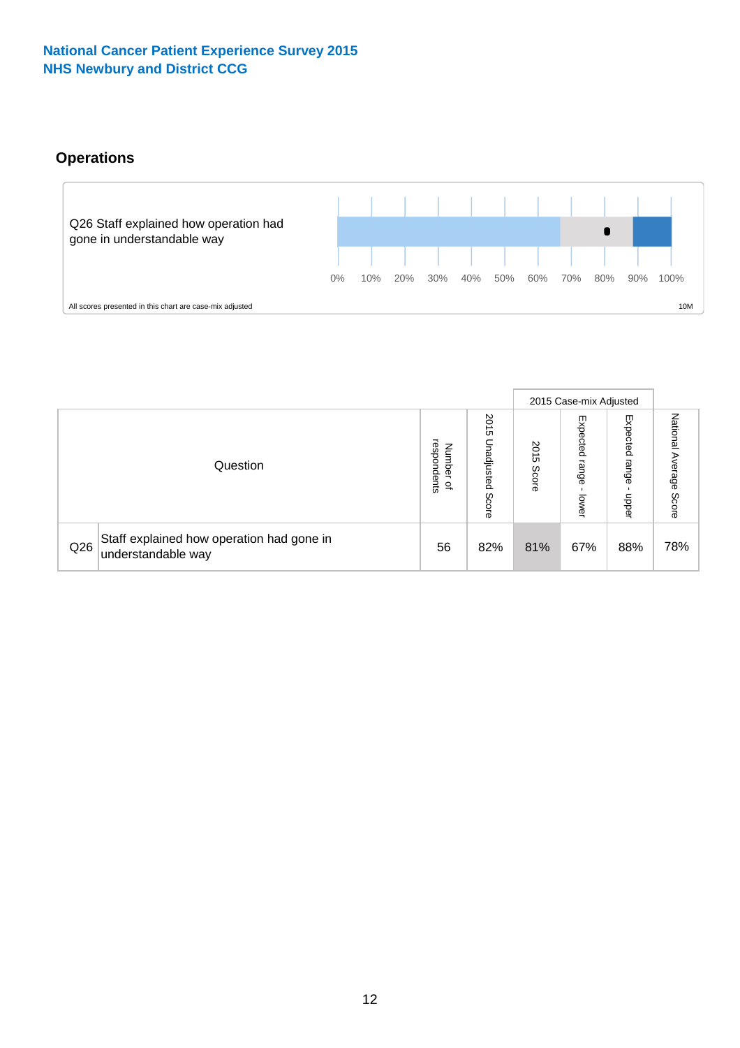National Cancer Patient Experience Survey 2015
NHS Newbury and District CCG

## Operations

Q26 Staff explained how operation had gone in understandable way

0% 10% 20% 30% 40% 50% 60% 70% 80% 90% 100%

All scores presented in this chart are case-mix adjusted

10M

| Question | | Number of respondents | 2015 Unadjusted Score | 2015 Case-mix Adjusted | | | National Average Score |
|---|---|---|---|---|---|---|---|
| | | | | 2015 Score | Expected range - lower | Expected range - upper | |
| Q26 | Staff explained how operation had gone in understandable way | 56 | 82% | 81% | 67% | 88% | 78% |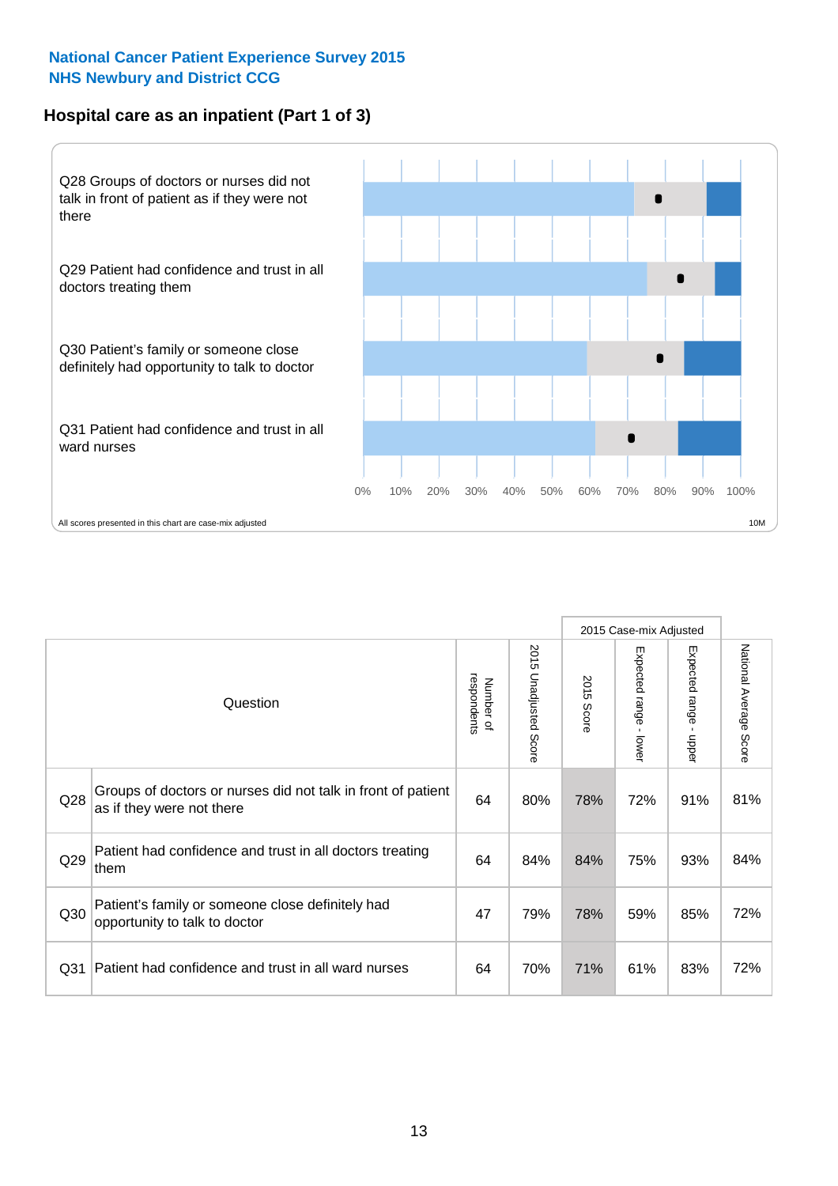**National Cancer Patient Experience Survey 2015**
**NHS Newbury and District CCG**

## Hospital care as an inpatient (Part 1 of 3)

Q28 Groups of doctors or nurses did not talk in front of patient as if they were not there

Q29 Patient had confidence and trust in all doctors treating them

Q30 Patient's family or someone close definitely had opportunity to talk to doctor

Q31 Patient had confidence and trust in all ward nurses

0% 10% 20% 30% 40% 50% 60% 70% 80% 90% 100%

All scores presented in this chart are case-mix adjusted

10M

| | Question | Number of respondents | 2015 Unadjusted Score | 2015 Case-mix Adjusted | | | National Average Score |
|---|---|---|---|---|---|---|---|
| | | | | 2015 Score | Expected range - lower | Expected range - upper | |
| Q28 | Groups of doctors or nurses did not talk in front of patient as if they were not there | 64 | 80% | 78% | 72% | 91% | 81% |
| Q29 | Patient had confidence and trust in all doctors treating them | 64 | 84% | 84% | 75% | 93% | 84% |
| Q30 | Patient's family or someone close definitely had opportunity to talk to doctor | 47 | 79% | 78% | 59% | 85% | 72% |
| Q31 | Patient had confidence and trust in all ward nurses | 64 | 70% | 71% | 61% | 83% | 72% |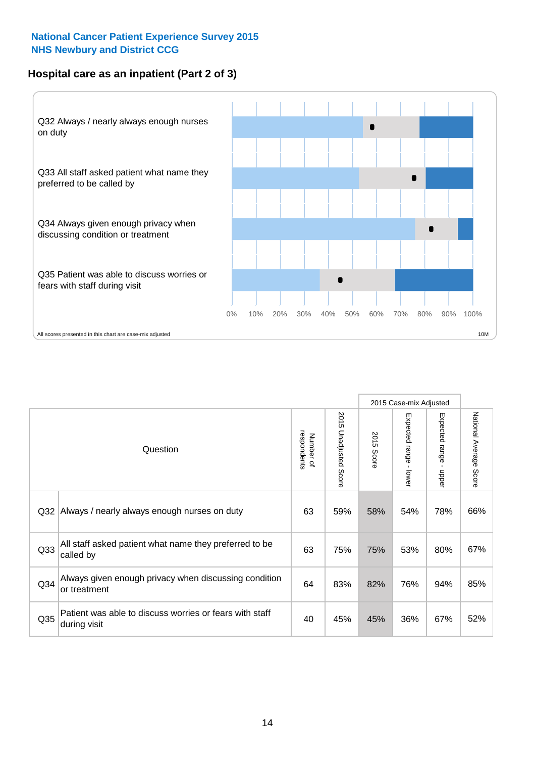**National Cancer Patient Experience Survey 2015**
**NHS Newbury and District CCG**

## Hospital care as an inpatient (Part 2 of 3)

Q32 Always / nearly always enough nurses on duty

Q33 All staff asked patient what name they preferred to be called by

Q34 Always given enough privacy when discussing condition or treatment

Q35 Patient was able to discuss worries or fears with staff during visit

0% 10% 20% 30% 40% 50% 60% 70% 80% 90% 100%

All scores presented in this chart are case-mix adjusted

10M

| | Question | Number of respondents | 2015 Unadjusted Score | 2015 Case-mix Adjusted | | | National Average Score |
|---|---|---|---|---|---|---|---|
| | | | | 2015 Score | Expected range - lower | Expected range - upper | |
| Q32 | Always / nearly always enough nurses on duty | 63 | 59% | 58% | 54% | 78% | 66% |
| Q33 | All staff asked patient what name they preferred to be called by | 63 | 75% | 75% | 53% | 80% | 67% |
| Q34 | Always given enough privacy when discussing condition or treatment | 64 | 83% | 82% | 76% | 94% | 85% |
| Q35 | Patient was able to discuss worries or fears with staff during visit | 40 | 45% | 45% | 36% | 67% | 52% |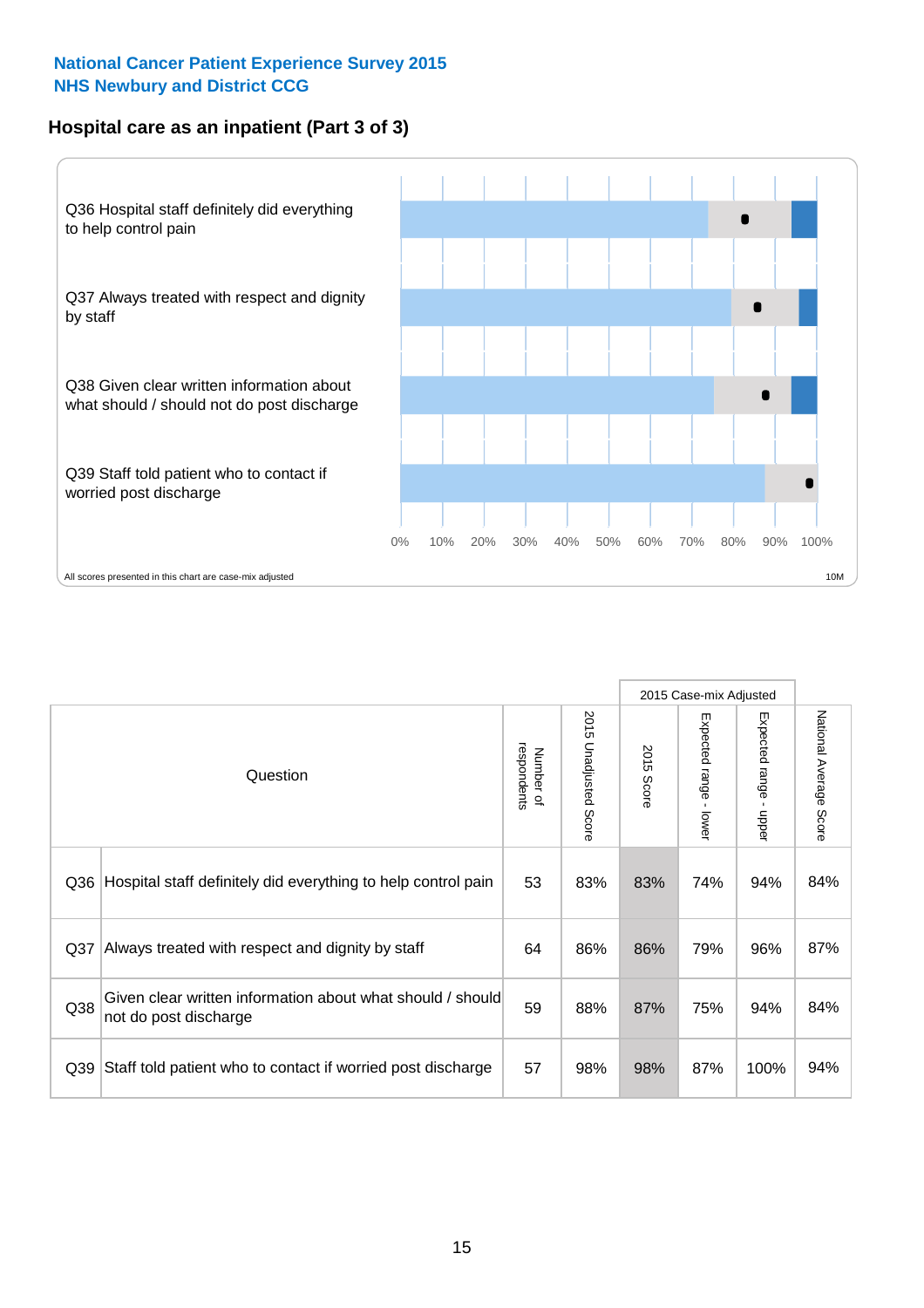National Cancer Patient Experience Survey 2015
NHS Newbury and District CCG

## Hospital care as an inpatient (Part 3 of 3)

Q36 Hospital staff definitely did everything to help control pain

Q37 Always treated with respect and dignity by staff

Q38 Given clear written information about what should / should not do post discharge

Q39 Staff told patient who to contact if worried post discharge

0% 10% 20% 30% 40% 50% 60% 70% 80% 90% 100%

All scores presented in this chart are case-mix adjusted

10M

| Question | | Number of respondents | 2015 Unadjusted Score | 2015 Case-mix Adjusted | | | National Average Score |
|---|---|---|---|---|---|---|---|
| | | | | 2015 Score | Expected range - lower | Expected range - upper | |
| Q36 | Hospital staff definitely did everything to help control pain | 53 | 83% | 83% | 74% | 94% | 84% |
| Q37 | Always treated with respect and dignity by staff | 64 | 86% | 86% | 79% | 96% | 87% |
| Q38 | Given clear written information about what should / should not do post discharge | 59 | 88% | 87% | 75% | 94% | 84% |
| Q39 | Staff told patient who to contact if worried post discharge | 57 | 98% | 98% | 87% | 100% | 94% |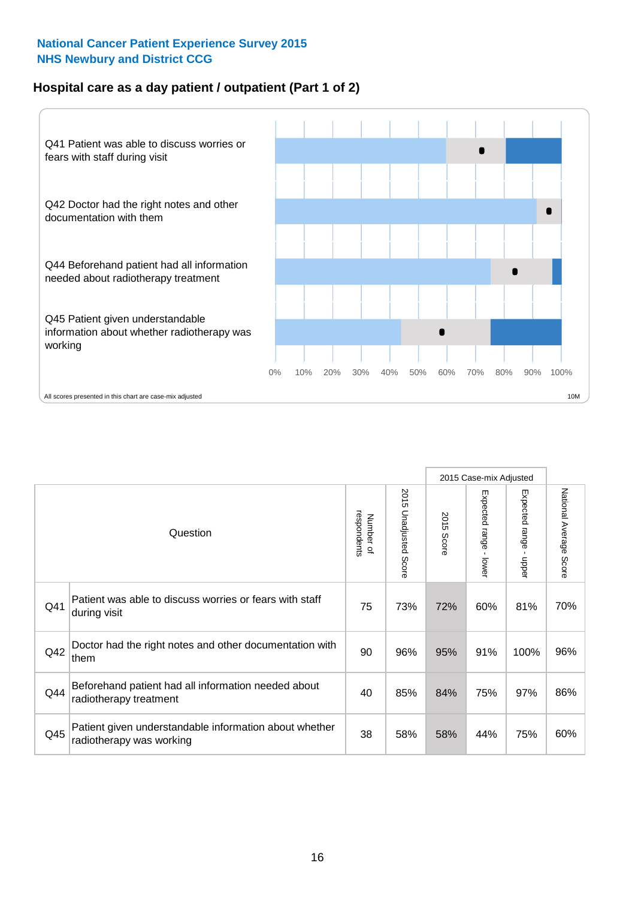National Cancer Patient Experience Survey 2015
NHS Newbury and District CCG

## Hospital care as a day patient / outpatient (Part 1 of 2)

Q41 Patient was able to discuss worries or fears with staff during visit

Q42 Doctor had the right notes and other documentation with them

Q44 Beforehand patient had all information needed about radiotherapy treatment

Q45 Patient given understandable information about whether radiotherapy was working

0% 10% 20% 30% 40% 50% 60% 70% 80% 90% 100%

All scores presented in this chart are case-mix adjusted

10M

| | Question | Number of respondents | 2015 Unadjusted Score | 2015 Case-mix Adjusted: 2015 Score | 2015 Case-mix Adjusted: Expected range - lower | 2015 Case-mix Adjusted: Expected range - upper | National Average Score |
|---|---|---|---|---|---|---|---|
| Q41 | Patient was able to discuss worries or fears with staff during visit | 75 | 73% | 72% | 60% | 81% | 70% |
| Q42 | Doctor had the right notes and other documentation with them | 90 | 96% | 95% | 91% | 100% | 96% |
| Q44 | Beforehand patient had all information needed about radiotherapy treatment | 40 | 85% | 84% | 75% | 97% | 86% |
| Q45 | Patient given understandable information about whether radiotherapy was working | 38 | 58% | 58% | 44% | 75% | 60% |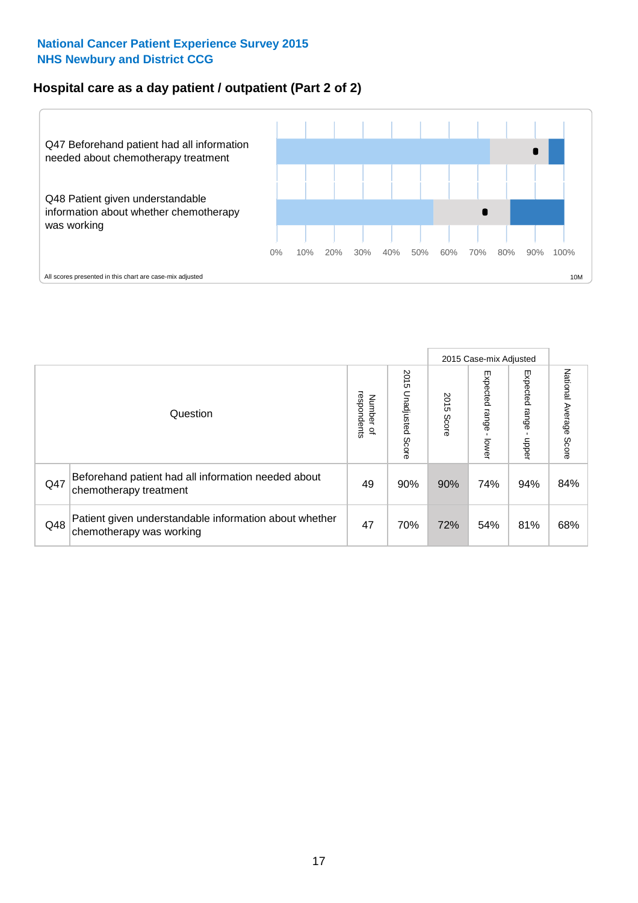**National Cancer Patient Experience Survey 2015**
**NHS Newbury and District CCG**

## Hospital care as a day patient / outpatient (Part 2 of 2)

Q47 Beforehand patient had all information needed about chemotherapy treatment

Q48 Patient given understandable information about whether chemotherapy was working

0% 10% 20% 30% 40% 50% 60% 70% 80% 90% 100%

All scores presented in this chart are case-mix adjusted

10M

| | Question | Number of respondents | 2015 Unadjusted Score | 2015 Case-mix Adjusted: 2015 Score | 2015 Case-mix Adjusted: Expected range - lower | 2015 Case-mix Adjusted: Expected range - upper | National Average Score |
|---|---|---|---|---|---|---|---|
| Q47 | Beforehand patient had all information needed about chemotherapy treatment | 49 | 90% | 90% | 74% | 94% | 84% |
| Q48 | Patient given understandable information about whether chemotherapy was working | 47 | 70% | 72% | 54% | 81% | 68% |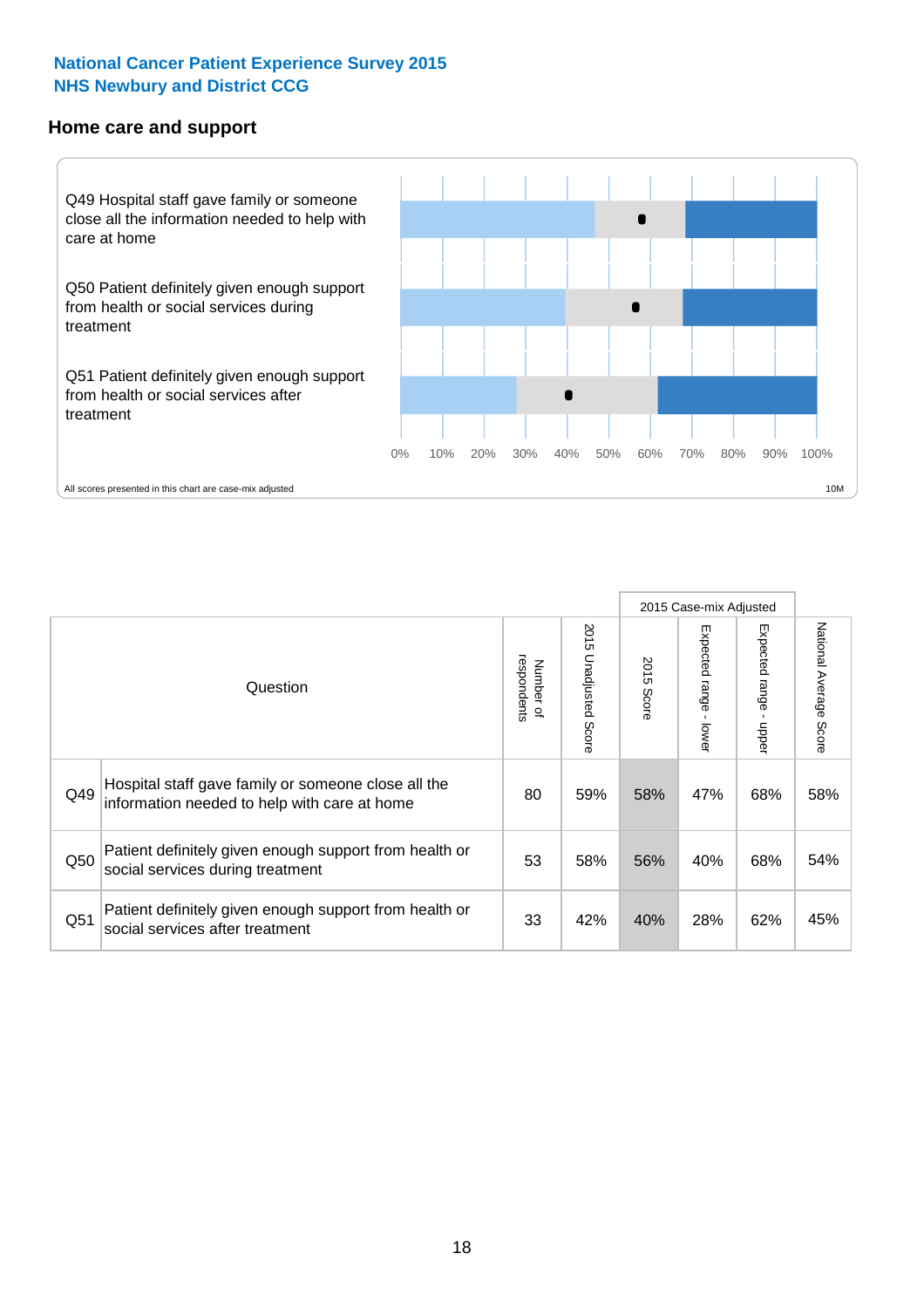National Cancer Patient Experience Survey 2015
NHS Newbury and District CCG

## Home care and support

Q49 Hospital staff gave family or someone close all the information needed to help with care at home

Q50 Patient definitely given enough support from health or social services during treatment

Q51 Patient definitely given enough support from health or social services after treatment

0% 10% 20% 30% 40% 50% 60% 70% 80% 90% 100%

All scores presented in this chart are case-mix adjusted

10M

| | Question | Number of respondents | 2015 Unadjusted Score | 2015 Case-mix Adjusted: 2015 Score | 2015 Case-mix Adjusted: Expected range - lower | 2015 Case-mix Adjusted: Expected range - upper | National Average Score |
|---|---|---|---|---|---|---|---|
| Q49 | Hospital staff gave family or someone close all the information needed to help with care at home | 80 | 59% | 58% | 47% | 68% | 58% |
| Q50 | Patient definitely given enough support from health or social services during treatment | 53 | 58% | 56% | 40% | 68% | 54% |
| Q51 | Patient definitely given enough support from health or social services after treatment | 33 | 42% | 40% | 28% | 62% | 45% |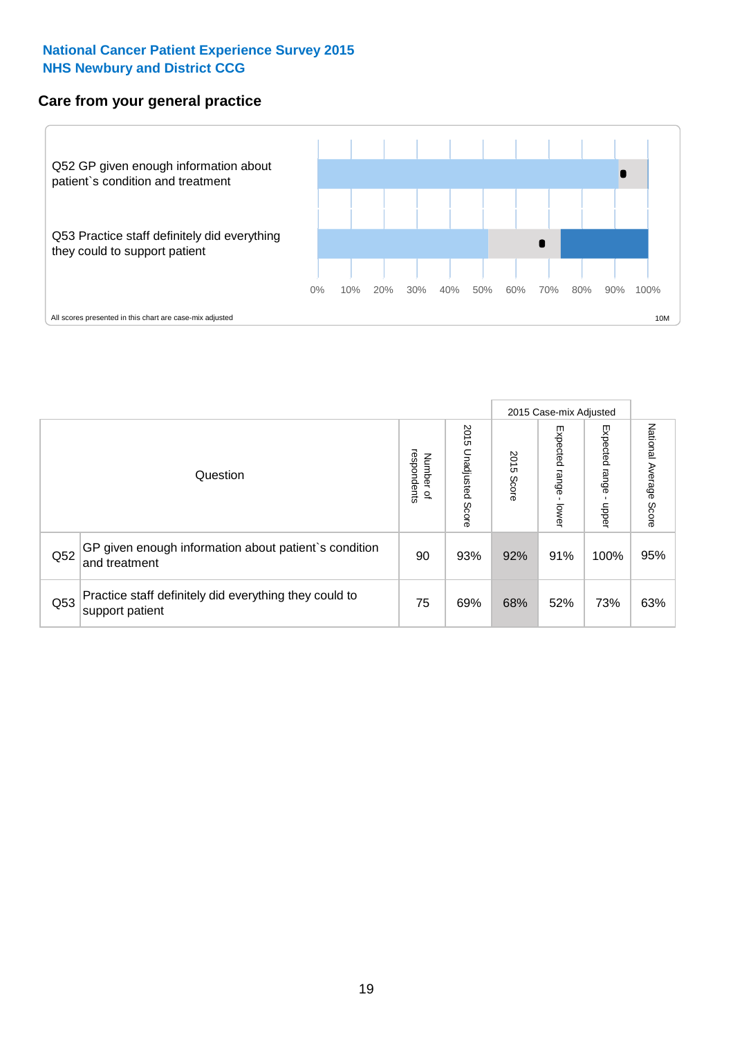**National Cancer Patient Experience Survey 2015**
**NHS Newbury and District CCG**

## Care from your general practice

Q52 GP given enough information about patient`s condition and treatment

Q53 Practice staff definitely did everything they could to support patient

0% 10% 20% 30% 40% 50% 60% 70% 80% 90% 100%

All scores presented in this chart are case-mix adjusted

10M

| Question | | Number of respondents | 2015 Unadjusted Score | 2015 Case-mix Adjusted: 2015 Score | 2015 Case-mix Adjusted: Expected range - lower | 2015 Case-mix Adjusted: Expected range - upper | National Average Score |
|---|---|---|---|---|---|---|---|
| Q52 | GP given enough information about patient`s condition and treatment | 90 | 93% | 92% | 91% | 100% | 95% |
| Q53 | Practice staff definitely did everything they could to support patient | 75 | 69% | 68% | 52% | 73% | 63% |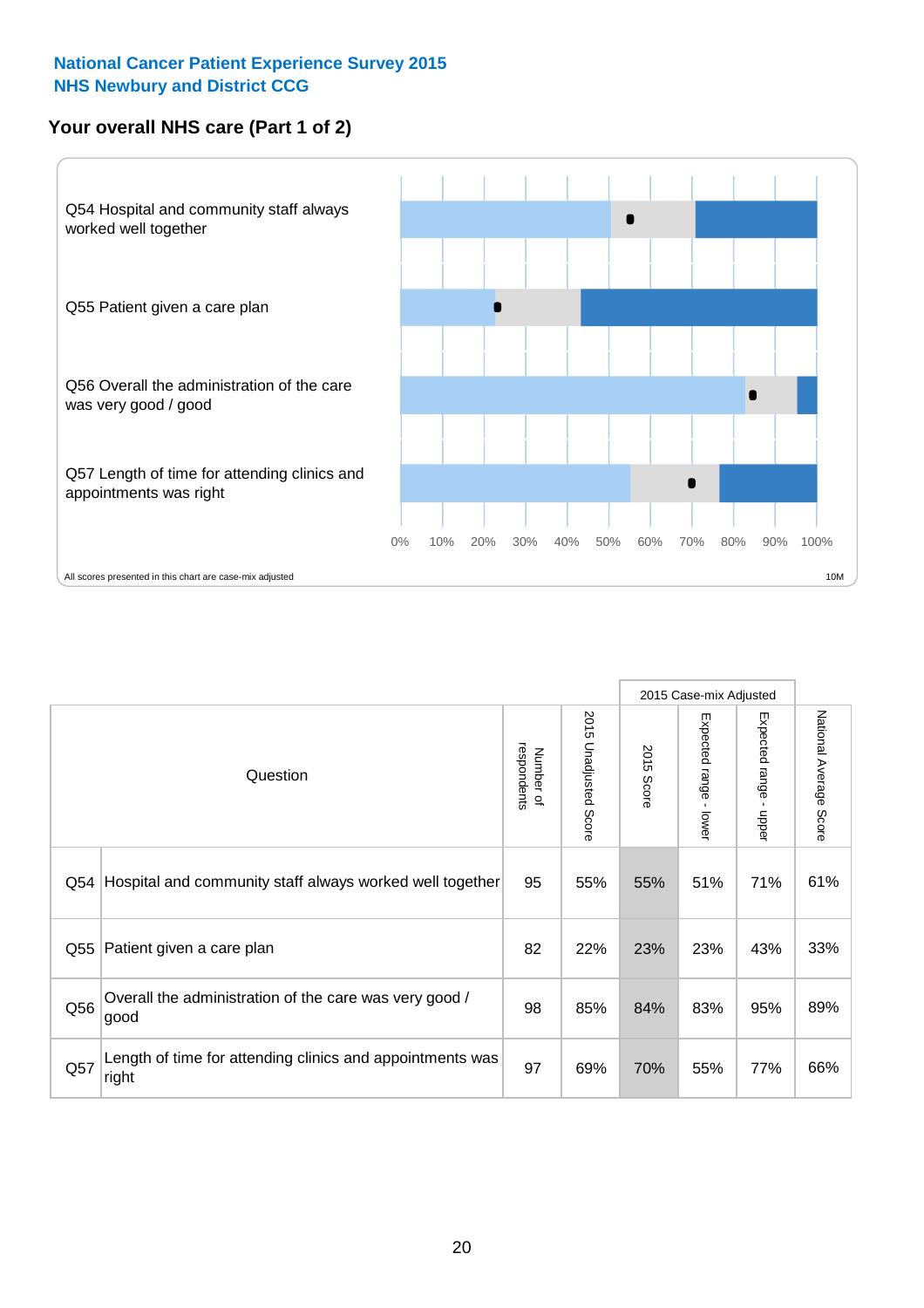National Cancer Patient Experience Survey 2015
NHS Newbury and District CCG

## Your overall NHS care (Part 1 of 2)

Q54 Hospital and community staff always worked well together

Q55 Patient given a care plan

Q56 Overall the administration of the care was very good / good

Q57 Length of time for attending clinics and appointments was right

0% 10% 20% 30% 40% 50% 60% 70% 80% 90% 100%

All scores presented in this chart are case-mix adjusted

10M

| | Question | Number of respondents | 2015 Unadjusted Score | 2015 Case-mix Adjusted | | | National Average Score |
|---|---|---|---|---|---|---|---|
| | | | | 2015 Score | Expected range - lower | Expected range - upper | |
| Q54 | Hospital and community staff always worked well together | 95 | 55% | 55% | 51% | 71% | 61% |
| Q55 | Patient given a care plan | 82 | 22% | 23% | 23% | 43% | 33% |
| Q56 | Overall the administration of the care was very good / good | 98 | 85% | 84% | 83% | 95% | 89% |
| Q57 | Length of time for attending clinics and appointments was right | 97 | 69% | 70% | 55% | 77% | 66% |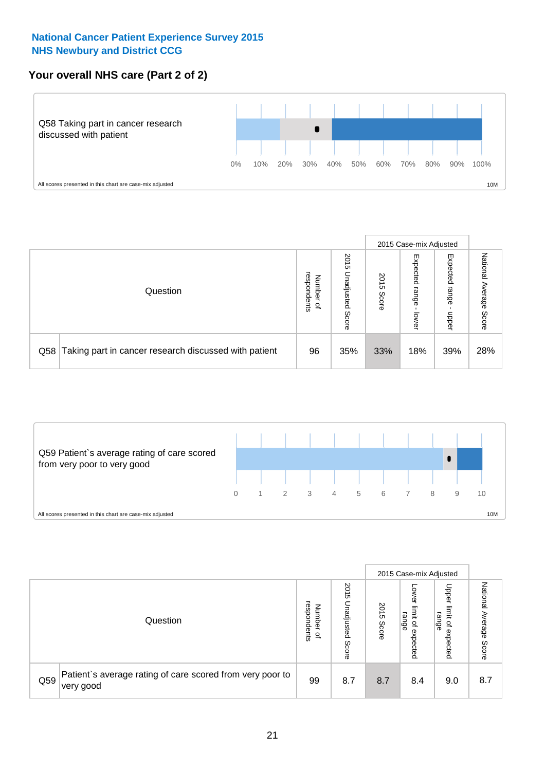### National Cancer Patient Experience Survey 2015
### NHS Newbury and District CCG

## Your overall NHS care (Part 2 of 2)

Q58 Taking part in cancer research discussed with patient

0% 10% 20% 30% 40% 50% 60% 70% 80% 90% 100%

All scores presented in this chart are case-mix adjusted

10M

| Question | | Number of respondents | 2015 Unadjusted Score | 2015 Case-mix Adjusted: 2015 Score | 2015 Case-mix Adjusted: Expected range - lower | 2015 Case-mix Adjusted: Expected range - upper | National Average Score |
|---|---|---|---|---|---|---|---|
| Q58 | Taking part in cancer research discussed with patient | 96 | 35% | 33% | 18% | 39% | 28% |

Q59 Patient`s average rating of care scored from very poor to very good

0 1 2 3 4 5 6 7 8 9 10

All scores presented in this chart are case-mix adjusted

10M

| Question | | Number of respondents | 2015 Unadjusted Score | 2015 Case-mix Adjusted: 2015 Score | 2015 Case-mix Adjusted: Lower limit of expected range | 2015 Case-mix Adjusted: Upper limit of expected range | National Average Score |
|---|---|---|---|---|---|---|---|
| Q59 | Patient`s average rating of care scored from very poor to very good | 99 | 8.7 | 8.7 | 8.4 | 9.0 | 8.7 |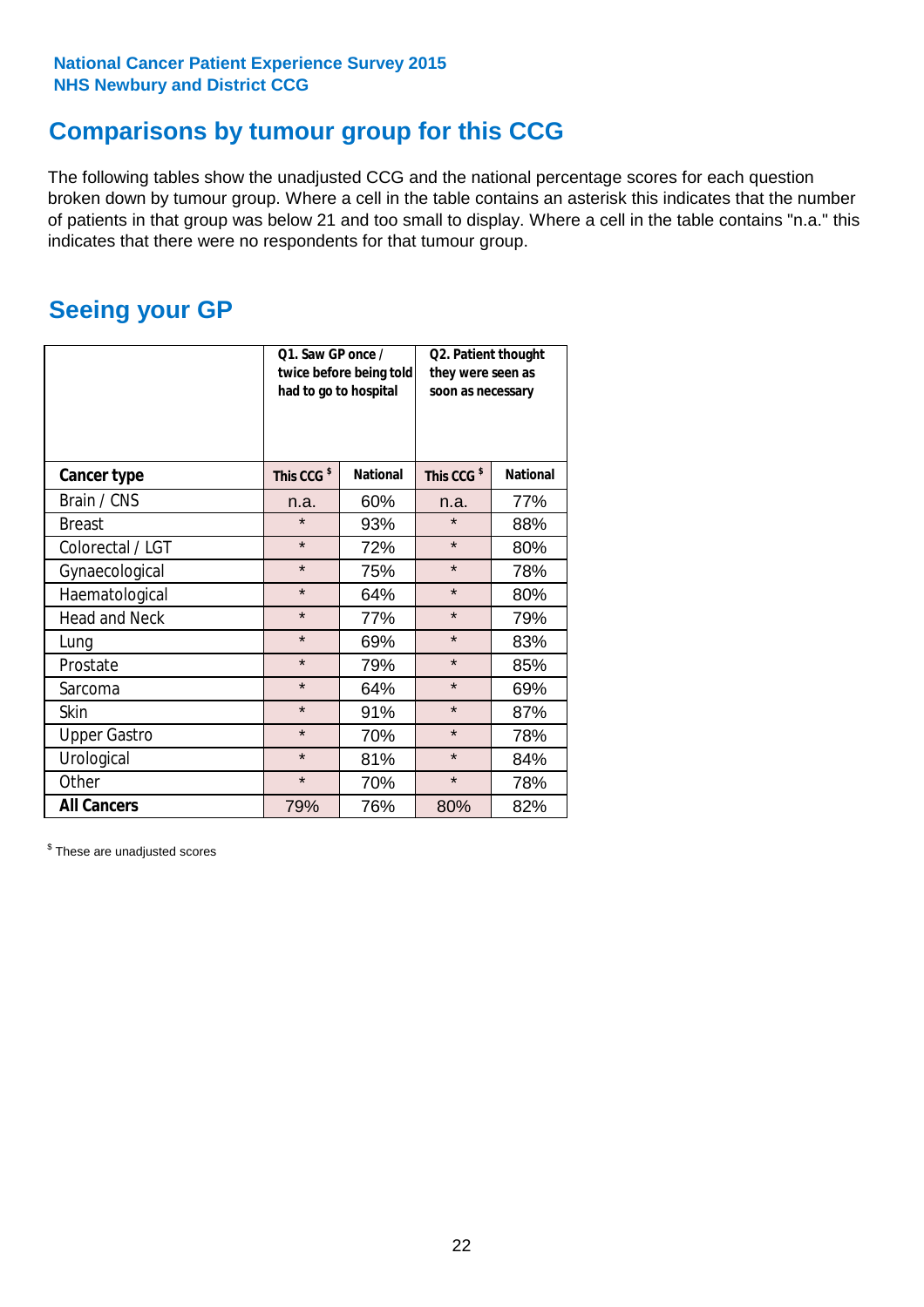National Cancer Patient Experience Survey 2015
NHS Newbury and District CCG

## Comparisons by tumour group for this CCG

The following tables show the unadjusted CCG and the national percentage scores for each question broken down by tumour group. Where a cell in the table contains an asterisk this indicates that the number of patients in that group was below 21 and too small to display. Where a cell in the table contains "n.a." this indicates that there were no respondents for that tumour group.

## Seeing your GP

| | Q1. Saw GP once / twice before being told had to go to hospital | | Q2. Patient thought they were seen as soon as necessary | |
|---|---|---|---|---|
| **Cancer type** | This CCG $ | National | This CCG $ | National |
| Brain / CNS | n.a. | 60% | n.a. | 77% |
| Breast | * | 93% | * | 88% |
| Colorectal / LGT | * | 72% | * | 80% |
| Gynaecological | * | 75% | * | 78% |
| Haematological | * | 64% | * | 80% |
| Head and Neck | * | 77% | * | 79% |
| Lung | * | 69% | * | 83% |
| Prostate | * | 79% | * | 85% |
| Sarcoma | * | 64% | * | 69% |
| Skin | * | 91% | * | 87% |
| Upper Gastro | * | 70% | * | 78% |
| Urological | * | 81% | * | 84% |
| Other | * | 70% | * | 78% |
| **All Cancers** | 79% | 76% | 80% | 82% |

$ These are unadjusted scores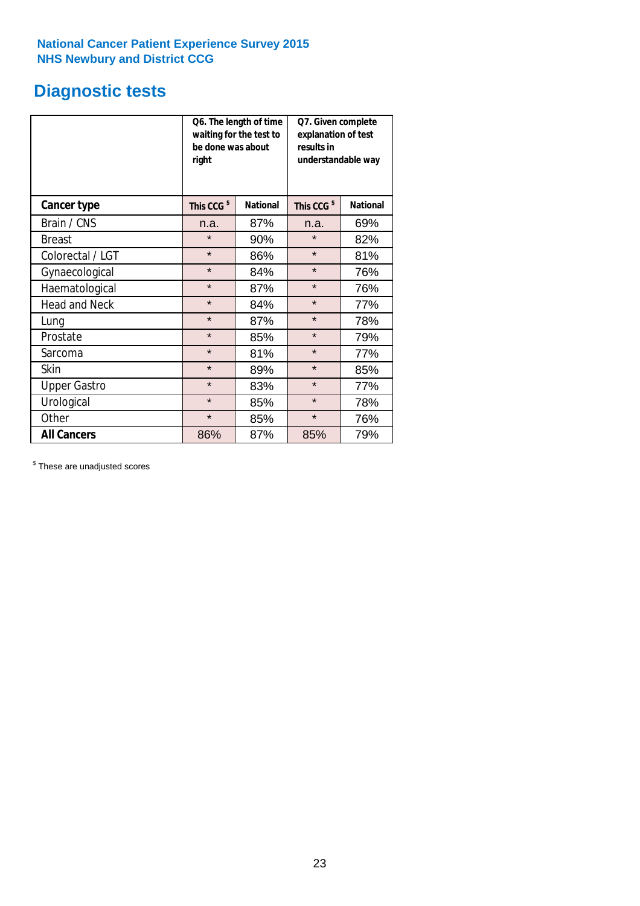National Cancer Patient Experience Survey 2015
NHS Newbury and District CCG

# Diagnostic tests

| | Q6. The length of time waiting for the test to be done was about right | | Q7. Given complete explanation of test results in understandable way | |
|---|---|---|---|---|
| **Cancer type** | This CCG $ | National | This CCG $ | National |
| Brain / CNS | n.a. | 87% | n.a. | 69% |
| Breast | * | 90% | * | 82% |
| Colorectal / LGT | * | 86% | * | 81% |
| Gynaecological | * | 84% | * | 76% |
| Haematological | * | 87% | * | 76% |
| Head and Neck | * | 84% | * | 77% |
| Lung | * | 87% | * | 78% |
| Prostate | * | 85% | * | 79% |
| Sarcoma | * | 81% | * | 77% |
| Skin | * | 89% | * | 85% |
| Upper Gastro | * | 83% | * | 77% |
| Urological | * | 85% | * | 78% |
| Other | * | 85% | * | 76% |
| **All Cancers** | 86% | 87% | 85% | 79% |

$ These are unadjusted scores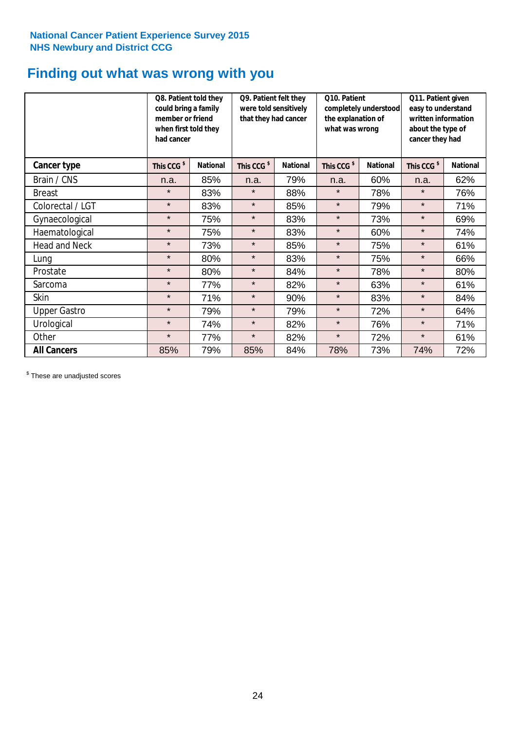National Cancer Patient Experience Survey 2015
NHS Newbury and District CCG

# Finding out what was wrong with you

| | Q8. Patient told they could bring a family member or friend when first told they had cancer | | Q9. Patient felt they were told sensitively that they had cancer | | Q10. Patient completely understood the explanation of what was wrong | | Q11. Patient given easy to understand written information about the type of cancer they had | |
|---|---|---|---|---|---|---|---|---|
| **Cancer type** | This CCG $ | National | This CCG $ | National | This CCG $ | National | This CCG $ | National |
| Brain / CNS | n.a. | 85% | n.a. | 79% | n.a. | 60% | n.a. | 62% |
| Breast | * | 83% | * | 88% | * | 78% | * | 76% |
| Colorectal / LGT | * | 83% | * | 85% | * | 79% | * | 71% |
| Gynaecological | * | 75% | * | 83% | * | 73% | * | 69% |
| Haematological | * | 75% | * | 83% | * | 60% | * | 74% |
| Head and Neck | * | 73% | * | 85% | * | 75% | * | 61% |
| Lung | * | 80% | * | 83% | * | 75% | * | 66% |
| Prostate | * | 80% | * | 84% | * | 78% | * | 80% |
| Sarcoma | * | 77% | * | 82% | * | 63% | * | 61% |
| Skin | * | 71% | * | 90% | * | 83% | * | 84% |
| Upper Gastro | * | 79% | * | 79% | * | 72% | * | 64% |
| Urological | * | 74% | * | 82% | * | 76% | * | 71% |
| Other | * | 77% | * | 82% | * | 72% | * | 61% |
| **All Cancers** | 85% | 79% | 85% | 84% | 78% | 73% | 74% | 72% |

$ These are unadjusted scores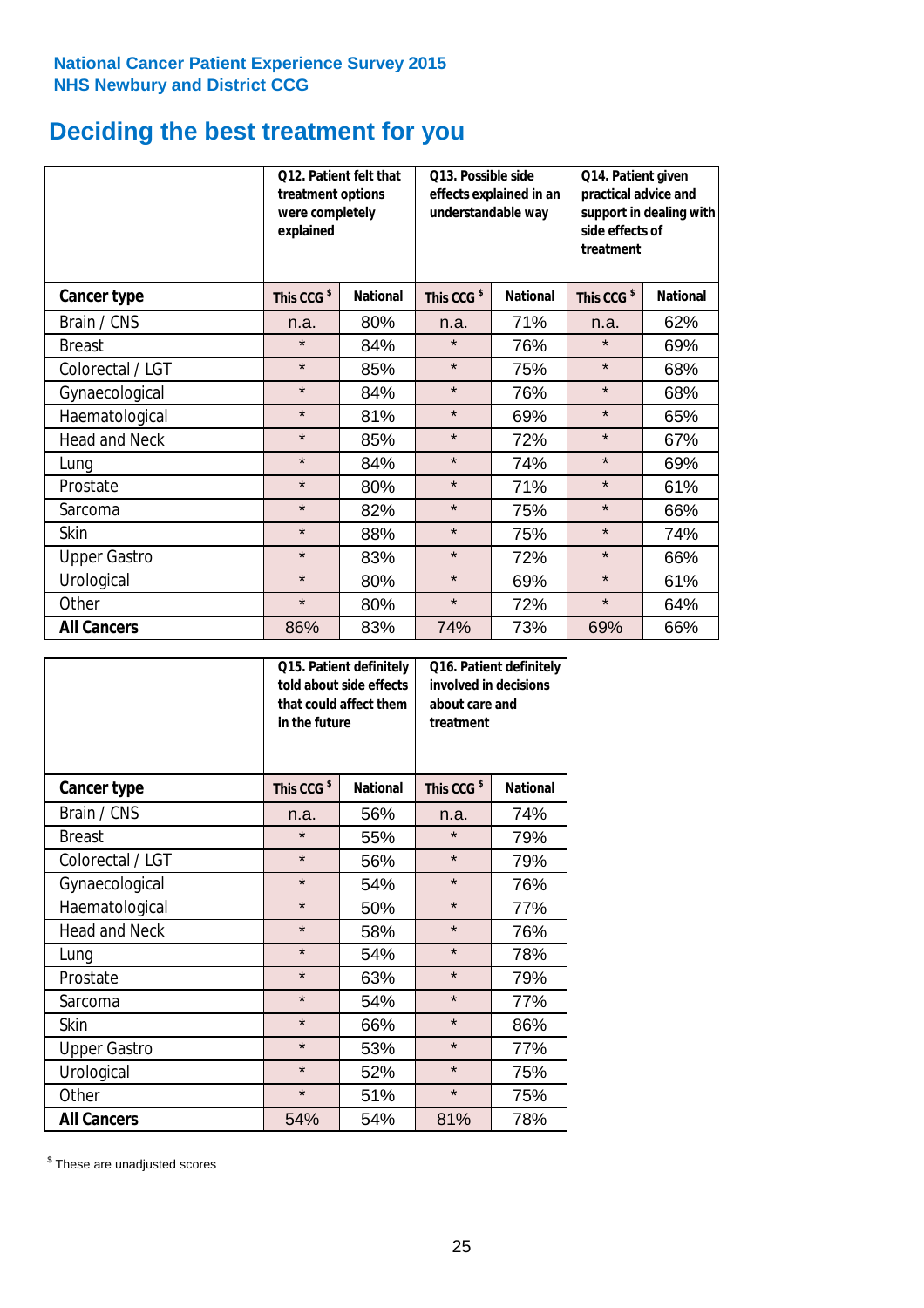**National Cancer Patient Experience Survey 2015**
**NHS Newbury and District CCG**

# Deciding the best treatment for you

| | Q12. Patient felt that treatment options were completely explained | | Q13. Possible side effects explained in an understandable way | | Q14. Patient given practical advice and support in dealing with side effects of treatment | |
|---|---|---|---|---|---|---|
| **Cancer type** | This CCG $ | National | This CCG $ | National | This CCG $ | National |
| Brain / CNS | n.a. | 80% | n.a. | 71% | n.a. | 62% |
| Breast | * | 84% | * | 76% | * | 69% |
| Colorectal / LGT | * | 85% | * | 75% | * | 68% |
| Gynaecological | * | 84% | * | 76% | * | 68% |
| Haematological | * | 81% | * | 69% | * | 65% |
| Head and Neck | * | 85% | * | 72% | * | 67% |
| Lung | * | 84% | * | 74% | * | 69% |
| Prostate | * | 80% | * | 71% | * | 61% |
| Sarcoma | * | 82% | * | 75% | * | 66% |
| Skin | * | 88% | * | 75% | * | 74% |
| Upper Gastro | * | 83% | * | 72% | * | 66% |
| Urological | * | 80% | * | 69% | * | 61% |
| Other | * | 80% | * | 72% | * | 64% |
| **All Cancers** | 86% | 83% | 74% | 73% | 69% | 66% |

| | Q15. Patient definitely told about side effects that could affect them in the future | | Q16. Patient definitely involved in decisions about care and treatment | |
|---|---|---|---|---|
| **Cancer type** | This CCG $ | National | This CCG $ | National |
| Brain / CNS | n.a. | 56% | n.a. | 74% |
| Breast | * | 55% | * | 79% |
| Colorectal / LGT | * | 56% | * | 79% |
| Gynaecological | * | 54% | * | 76% |
| Haematological | * | 50% | * | 77% |
| Head and Neck | * | 58% | * | 76% |
| Lung | * | 54% | * | 78% |
| Prostate | * | 63% | * | 79% |
| Sarcoma | * | 54% | * | 77% |
| Skin | * | 66% | * | 86% |
| Upper Gastro | * | 53% | * | 77% |
| Urological | * | 52% | * | 75% |
| Other | * | 51% | * | 75% |
| **All Cancers** | 54% | 54% | 81% | 78% |

$ These are unadjusted scores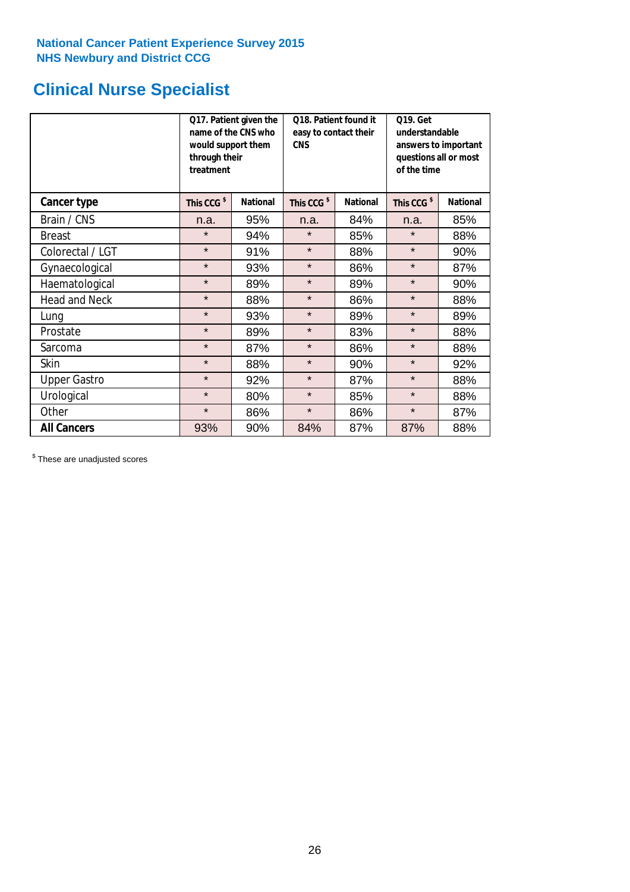**National Cancer Patient Experience Survey 2015**
**NHS Newbury and District CCG**

# Clinical Nurse Specialist

| | Q17. Patient given the name of the CNS who would support them through their treatment | | Q18. Patient found it easy to contact their CNS | | Q19. Get understandable answers to important questions all or most of the time | |
|---|---|---|---|---|---|---|
| **Cancer type** | **This CCG $** | **National** | **This CCG $** | **National** | **This CCG $** | **National** |
| Brain / CNS | n.a. | 95% | n.a. | 84% | n.a. | 85% |
| Breast | * | 94% | * | 85% | * | 88% |
| Colorectal / LGT | * | 91% | * | 88% | * | 90% |
| Gynaecological | * | 93% | * | 86% | * | 87% |
| Haematological | * | 89% | * | 89% | * | 90% |
| Head and Neck | * | 88% | * | 86% | * | 88% |
| Lung | * | 93% | * | 89% | * | 89% |
| Prostate | * | 89% | * | 83% | * | 88% |
| Sarcoma | * | 87% | * | 86% | * | 88% |
| Skin | * | 88% | * | 90% | * | 92% |
| Upper Gastro | * | 92% | * | 87% | * | 88% |
| Urological | * | 80% | * | 85% | * | 88% |
| Other | * | 86% | * | 86% | * | 87% |
| **All Cancers** | 93% | 90% | 84% | 87% | 87% | 88% |

$ These are unadjusted scores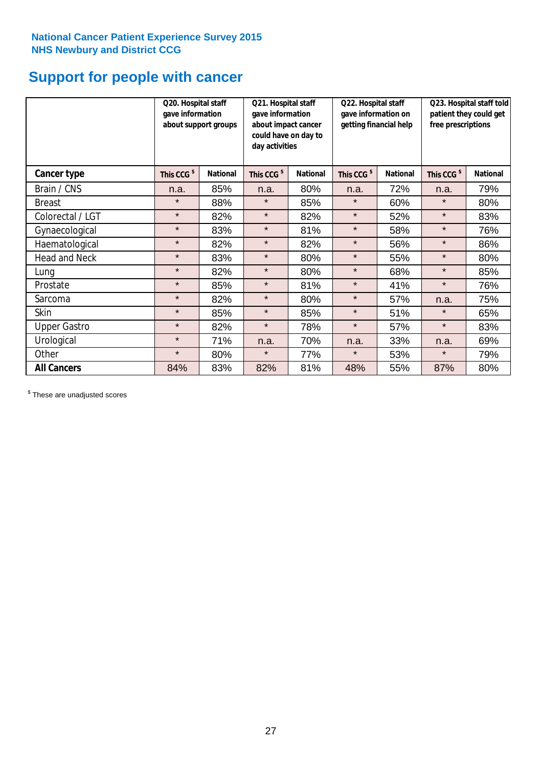National Cancer Patient Experience Survey 2015
NHS Newbury and District CCG

# Support for people with cancer

| | Q20. Hospital staff gave information about support groups | | Q21. Hospital staff gave information about impact cancer could have on day to day activities | | Q22. Hospital staff gave information on getting financial help | | Q23. Hospital staff told patient they could get free prescriptions | |
|---|---|---|---|---|---|---|---|---|
| **Cancer type** | **This CCG $** | **National** | **This CCG $** | **National** | **This CCG $** | **National** | **This CCG $** | **National** |
| Brain / CNS | n.a. | 85% | n.a. | 80% | n.a. | 72% | n.a. | 79% |
| Breast | * | 88% | * | 85% | * | 60% | * | 80% |
| Colorectal / LGT | * | 82% | * | 82% | * | 52% | * | 83% |
| Gynaecological | * | 83% | * | 81% | * | 58% | * | 76% |
| Haematological | * | 82% | * | 82% | * | 56% | * | 86% |
| Head and Neck | * | 83% | * | 80% | * | 55% | * | 80% |
| Lung | * | 82% | * | 80% | * | 68% | * | 85% |
| Prostate | * | 85% | * | 81% | * | 41% | * | 76% |
| Sarcoma | * | 82% | * | 80% | * | 57% | n.a. | 75% |
| Skin | * | 85% | * | 85% | * | 51% | * | 65% |
| Upper Gastro | * | 82% | * | 78% | * | 57% | * | 83% |
| Urological | * | 71% | n.a. | 70% | n.a. | 33% | n.a. | 69% |
| Other | * | 80% | * | 77% | * | 53% | * | 79% |
| **All Cancers** | 84% | 83% | 82% | 81% | 48% | 55% | 87% | 80% |

$ These are unadjusted scores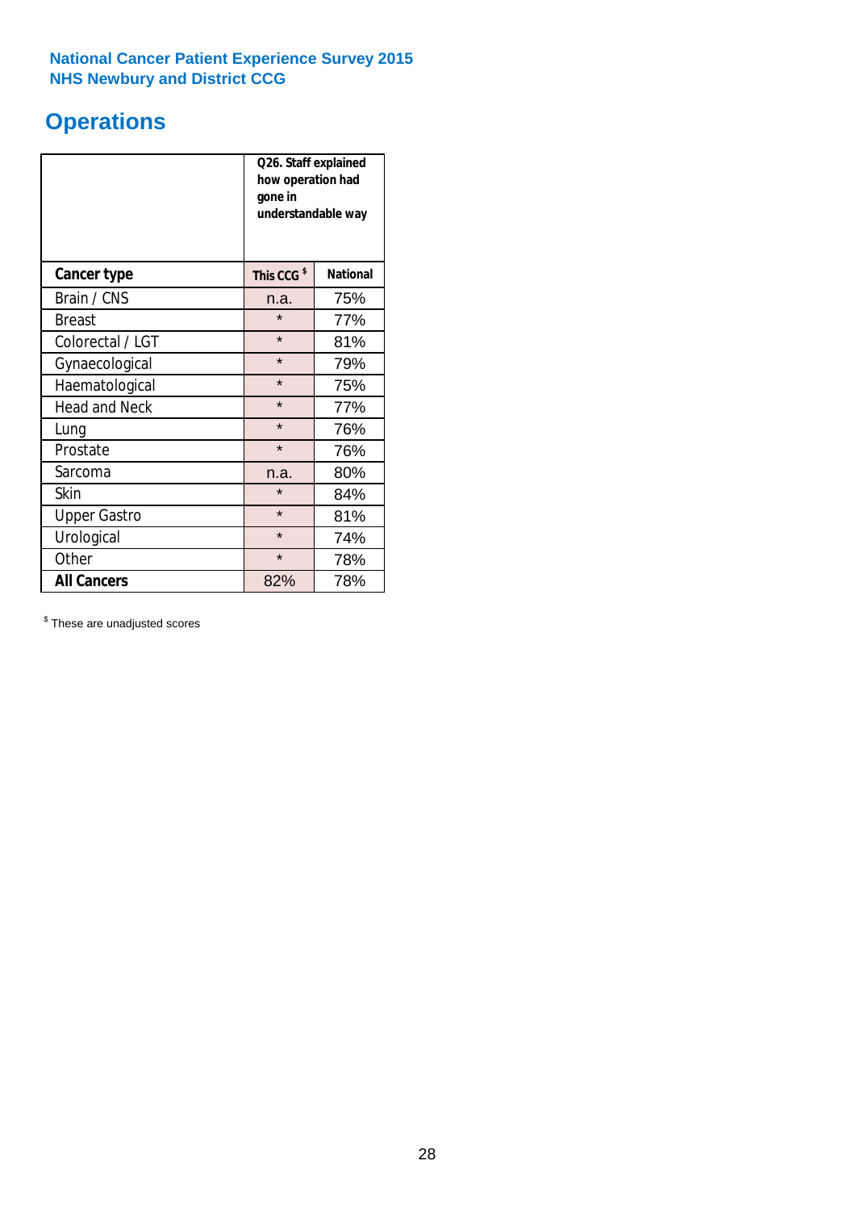National Cancer Patient Experience Survey 2015
NHS Newbury and District CCG

# Operations

| | Q26. Staff explained how operation had gone in understandable way | |
|---|---|---|
| **Cancer type** | **This CCG $** | **National** |
| Brain / CNS | n.a. | 75% |
| Breast | * | 77% |
| Colorectal / LGT | * | 81% |
| Gynaecological | * | 79% |
| Haematological | * | 75% |
| Head and Neck | * | 77% |
| Lung | * | 76% |
| Prostate | * | 76% |
| Sarcoma | n.a. | 80% |
| Skin | * | 84% |
| Upper Gastro | * | 81% |
| Urological | * | 74% |
| Other | * | 78% |
| **All Cancers** | 82% | 78% |

$ These are unadjusted scores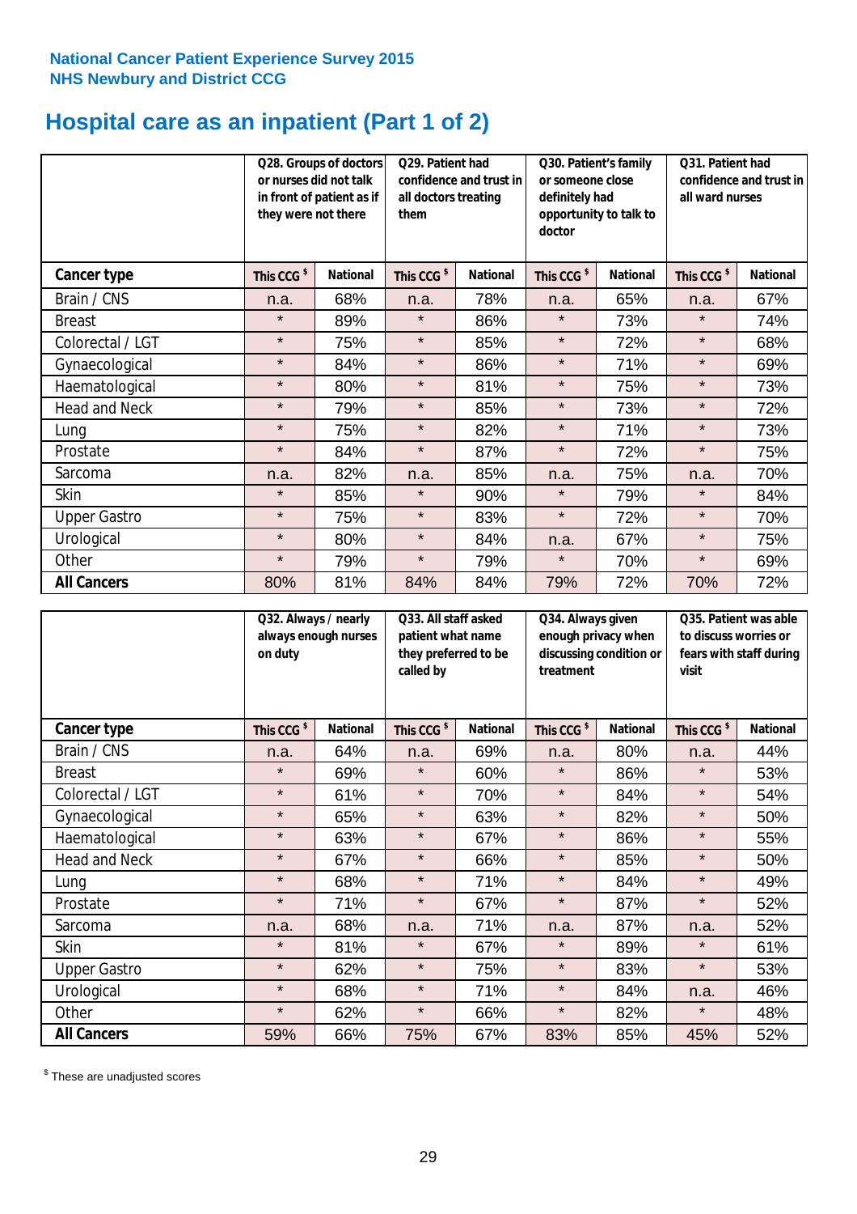National Cancer Patient Experience Survey 2015
NHS Newbury and District CCG

# Hospital care as an inpatient (Part 1 of 2)

| | Q28. Groups of doctors or nurses did not talk in front of patient as if they were not there | | Q29. Patient had confidence and trust in all doctors treating them | | Q30. Patient's family or someone close definitely had opportunity to talk to doctor | | Q31. Patient had confidence and trust in all ward nurses | |
|---|---|---|---|---|---|---|---|---|
| **Cancer type** | **This CCG $** | **National** | **This CCG $** | **National** | **This CCG $** | **National** | **This CCG $** | **National** |
| Brain / CNS | n.a. | 68% | n.a. | 78% | n.a. | 65% | n.a. | 67% |
| Breast | * | 89% | * | 86% | * | 73% | * | 74% |
| Colorectal / LGT | * | 75% | * | 85% | * | 72% | * | 68% |
| Gynaecological | * | 84% | * | 86% | * | 71% | * | 69% |
| Haematological | * | 80% | * | 81% | * | 75% | * | 73% |
| Head and Neck | * | 79% | * | 85% | * | 73% | * | 72% |
| Lung | * | 75% | * | 82% | * | 71% | * | 73% |
| Prostate | * | 84% | * | 87% | * | 72% | * | 75% |
| Sarcoma | n.a. | 82% | n.a. | 85% | n.a. | 75% | n.a. | 70% |
| Skin | * | 85% | * | 90% | * | 79% | * | 84% |
| Upper Gastro | * | 75% | * | 83% | * | 72% | * | 70% |
| Urological | * | 80% | * | 84% | n.a. | 67% | * | 75% |
| Other | * | 79% | * | 79% | * | 70% | * | 69% |
| **All Cancers** | 80% | 81% | 84% | 84% | 79% | 72% | 70% | 72% |

| | Q32. Always / nearly always enough nurses on duty | | Q33. All staff asked patient what name they preferred to be called by | | Q34. Always given enough privacy when discussing condition or treatment | | Q35. Patient was able to discuss worries or fears with staff during visit | |
|---|---|---|---|---|---|---|---|---|
| **Cancer type** | **This CCG $** | **National** | **This CCG $** | **National** | **This CCG $** | **National** | **This CCG $** | **National** |
| Brain / CNS | n.a. | 64% | n.a. | 69% | n.a. | 80% | n.a. | 44% |
| Breast | * | 69% | * | 60% | * | 86% | * | 53% |
| Colorectal / LGT | * | 61% | * | 70% | * | 84% | * | 54% |
| Gynaecological | * | 65% | * | 63% | * | 82% | * | 50% |
| Haematological | * | 63% | * | 67% | * | 86% | * | 55% |
| Head and Neck | * | 67% | * | 66% | * | 85% | * | 50% |
| Lung | * | 68% | * | 71% | * | 84% | * | 49% |
| Prostate | * | 71% | * | 67% | * | 87% | * | 52% |
| Sarcoma | n.a. | 68% | n.a. | 71% | n.a. | 87% | n.a. | 52% |
| Skin | * | 81% | * | 67% | * | 89% | * | 61% |
| Upper Gastro | * | 62% | * | 75% | * | 83% | * | 53% |
| Urological | * | 68% | * | 71% | * | 84% | n.a. | 46% |
| Other | * | 62% | * | 66% | * | 82% | * | 48% |
| **All Cancers** | 59% | 66% | 75% | 67% | 83% | 85% | 45% | 52% |

$ These are unadjusted scores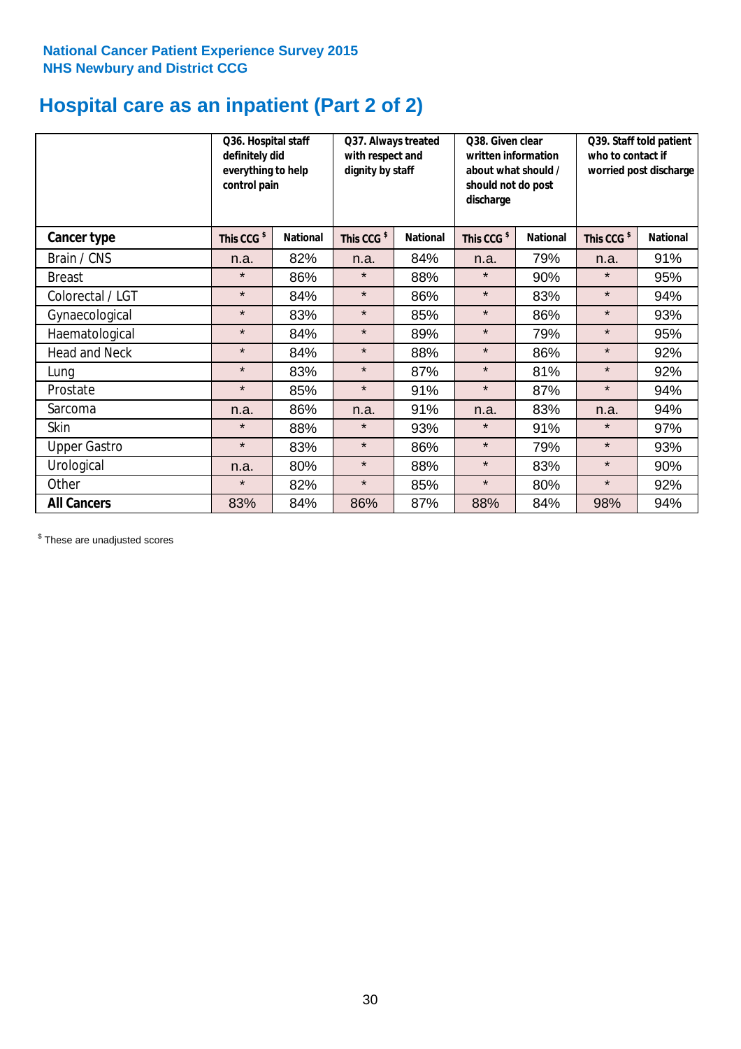National Cancer Patient Experience Survey 2015
NHS Newbury and District CCG

# Hospital care as an inpatient (Part 2 of 2)

| | Q36. Hospital staff definitely did everything to help control pain | | Q37. Always treated with respect and dignity by staff | | Q38. Given clear written information about what should / should not do post discharge | | Q39. Staff told patient who to contact if worried post discharge | |
|---|---|---|---|---|---|---|---|---|
| **Cancer type** | This CCG $ | National | This CCG $ | National | This CCG $ | National | This CCG $ | National |
| Brain / CNS | n.a. | 82% | n.a. | 84% | n.a. | 79% | n.a. | 91% |
| Breast | * | 86% | * | 88% | * | 90% | * | 95% |
| Colorectal / LGT | * | 84% | * | 86% | * | 83% | * | 94% |
| Gynaecological | * | 83% | * | 85% | * | 86% | * | 93% |
| Haematological | * | 84% | * | 89% | * | 79% | * | 95% |
| Head and Neck | * | 84% | * | 88% | * | 86% | * | 92% |
| Lung | * | 83% | * | 87% | * | 81% | * | 92% |
| Prostate | * | 85% | * | 91% | * | 87% | * | 94% |
| Sarcoma | n.a. | 86% | n.a. | 91% | n.a. | 83% | n.a. | 94% |
| Skin | * | 88% | * | 93% | * | 91% | * | 97% |
| Upper Gastro | * | 83% | * | 86% | * | 79% | * | 93% |
| Urological | n.a. | 80% | * | 88% | * | 83% | * | 90% |
| Other | * | 82% | * | 85% | * | 80% | * | 92% |
| **All Cancers** | 83% | 84% | 86% | 87% | 88% | 84% | 98% | 94% |

$ These are unadjusted scores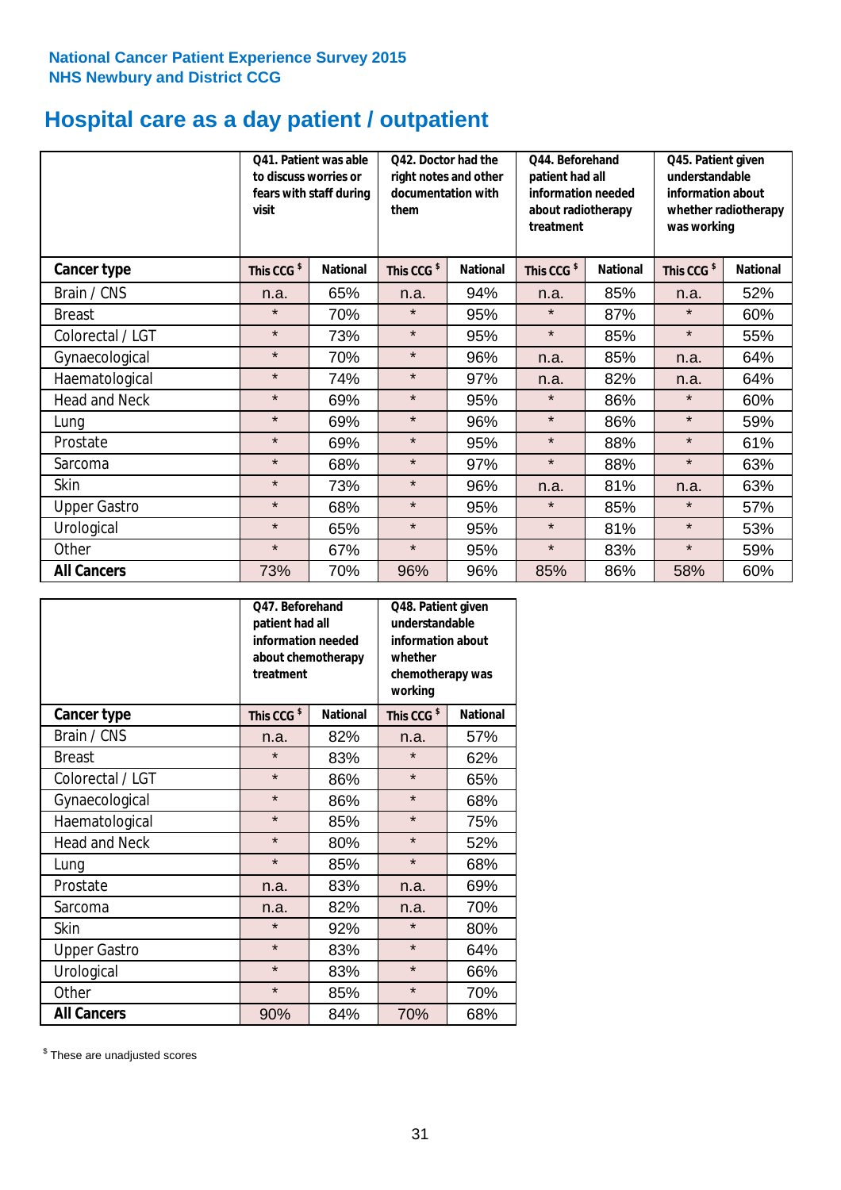National Cancer Patient Experience Survey 2015
NHS Newbury and District CCG

# Hospital care as a day patient / outpatient

| | Q41. Patient was able to discuss worries or fears with staff during visit | | Q42. Doctor had the right notes and other documentation with them | | Q44. Beforehand patient had all information needed about radiotherapy treatment | | Q45. Patient given understandable information about whether radiotherapy was working | |
|---|---|---|---|---|---|---|---|---|
| **Cancer type** | This CCG $ | National | This CCG $ | National | This CCG $ | National | This CCG $ | National |
| Brain / CNS | n.a. | 65% | n.a. | 94% | n.a. | 85% | n.a. | 52% |
| Breast | * | 70% | * | 95% | * | 87% | * | 60% |
| Colorectal / LGT | * | 73% | * | 95% | * | 85% | * | 55% |
| Gynaecological | * | 70% | * | 96% | n.a. | 85% | n.a. | 64% |
| Haematological | * | 74% | * | 97% | n.a. | 82% | n.a. | 64% |
| Head and Neck | * | 69% | * | 95% | * | 86% | * | 60% |
| Lung | * | 69% | * | 96% | * | 86% | * | 59% |
| Prostate | * | 69% | * | 95% | * | 88% | * | 61% |
| Sarcoma | * | 68% | * | 97% | * | 88% | * | 63% |
| Skin | * | 73% | * | 96% | n.a. | 81% | n.a. | 63% |
| Upper Gastro | * | 68% | * | 95% | * | 85% | * | 57% |
| Urological | * | 65% | * | 95% | * | 81% | * | 53% |
| Other | * | 67% | * | 95% | * | 83% | * | 59% |
| **All Cancers** | 73% | 70% | 96% | 96% | 85% | 86% | 58% | 60% |

| | Q47. Beforehand patient had all information needed about chemotherapy treatment | | Q48. Patient given understandable information about whether chemotherapy was working | |
|---|---|---|---|---|
| **Cancer type** | This CCG $ | National | This CCG $ | National |
| Brain / CNS | n.a. | 82% | n.a. | 57% |
| Breast | * | 83% | * | 62% |
| Colorectal / LGT | * | 86% | * | 65% |
| Gynaecological | * | 86% | * | 68% |
| Haematological | * | 85% | * | 75% |
| Head and Neck | * | 80% | * | 52% |
| Lung | * | 85% | * | 68% |
| Prostate | n.a. | 83% | n.a. | 69% |
| Sarcoma | n.a. | 82% | n.a. | 70% |
| Skin | * | 92% | * | 80% |
| Upper Gastro | * | 83% | * | 64% |
| Urological | * | 83% | * | 66% |
| Other | * | 85% | * | 70% |
| **All Cancers** | 90% | 84% | 70% | 68% |

$ These are unadjusted scores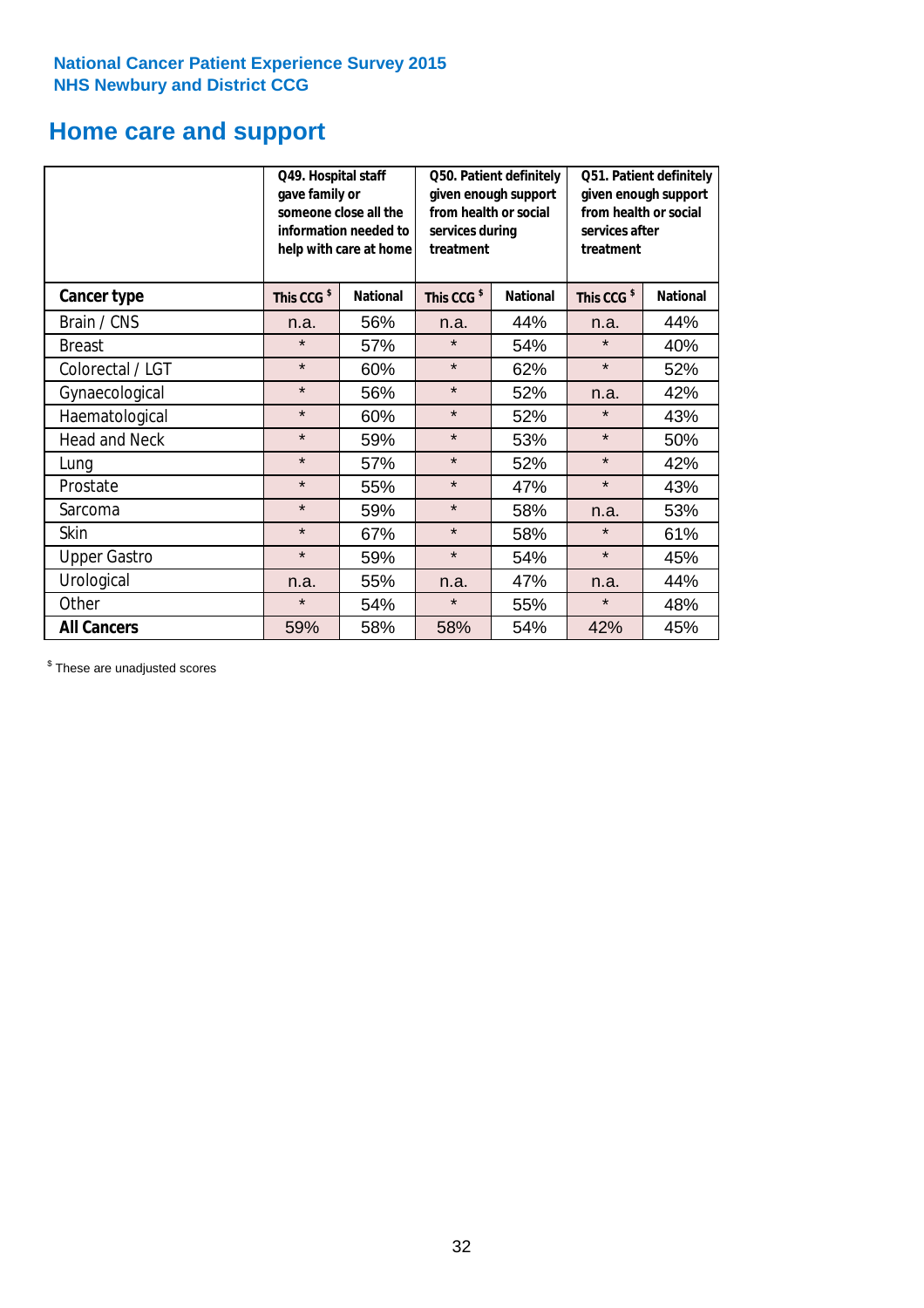National Cancer Patient Experience Survey 2015
NHS Newbury and District CCG

## Home care and support

| | Q49. Hospital staff gave family or someone close all the information needed to help with care at home | | Q50. Patient definitely given enough support from health or social services during treatment | | Q51. Patient definitely given enough support from health or social services after treatment | |
|---|---|---|---|---|---|---|
| **Cancer type** | **This CCG $** | **National** | **This CCG $** | **National** | **This CCG $** | **National** |
| Brain / CNS | n.a. | 56% | n.a. | 44% | n.a. | 44% |
| Breast | * | 57% | * | 54% | * | 40% |
| Colorectal / LGT | * | 60% | * | 62% | * | 52% |
| Gynaecological | * | 56% | * | 52% | n.a. | 42% |
| Haematological | * | 60% | * | 52% | * | 43% |
| Head and Neck | * | 59% | * | 53% | * | 50% |
| Lung | * | 57% | * | 52% | * | 42% |
| Prostate | * | 55% | * | 47% | * | 43% |
| Sarcoma | * | 59% | * | 58% | n.a. | 53% |
| Skin | * | 67% | * | 58% | * | 61% |
| Upper Gastro | * | 59% | * | 54% | * | 45% |
| Urological | n.a. | 55% | n.a. | 47% | n.a. | 44% |
| Other | * | 54% | * | 55% | * | 48% |
| **All Cancers** | 59% | 58% | 58% | 54% | 42% | 45% |

$ These are unadjusted scores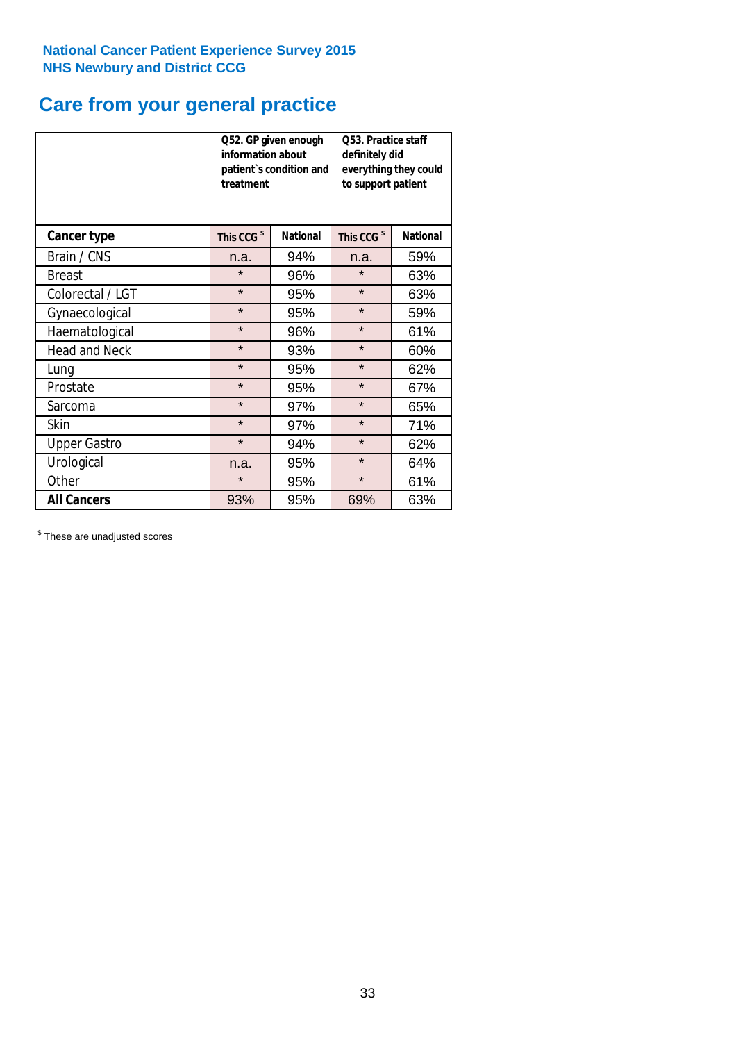National Cancer Patient Experience Survey 2015
NHS Newbury and District CCG

# Care from your general practice

| | Q52. GP given enough information about patient`s condition and treatment | | Q53. Practice staff definitely did everything they could to support patient | |
|---|---|---|---|---|
| **Cancer type** | **This CCG $** | **National** | **This CCG $** | **National** |
| Brain / CNS | n.a. | 94% | n.a. | 59% |
| Breast | * | 96% | * | 63% |
| Colorectal / LGT | * | 95% | * | 63% |
| Gynaecological | * | 95% | * | 59% |
| Haematological | * | 96% | * | 61% |
| Head and Neck | * | 93% | * | 60% |
| Lung | * | 95% | * | 62% |
| Prostate | * | 95% | * | 67% |
| Sarcoma | * | 97% | * | 65% |
| Skin | * | 97% | * | 71% |
| Upper Gastro | * | 94% | * | 62% |
| Urological | n.a. | 95% | * | 64% |
| Other | * | 95% | * | 61% |
| **All Cancers** | 93% | 95% | 69% | 63% |

$ These are unadjusted scores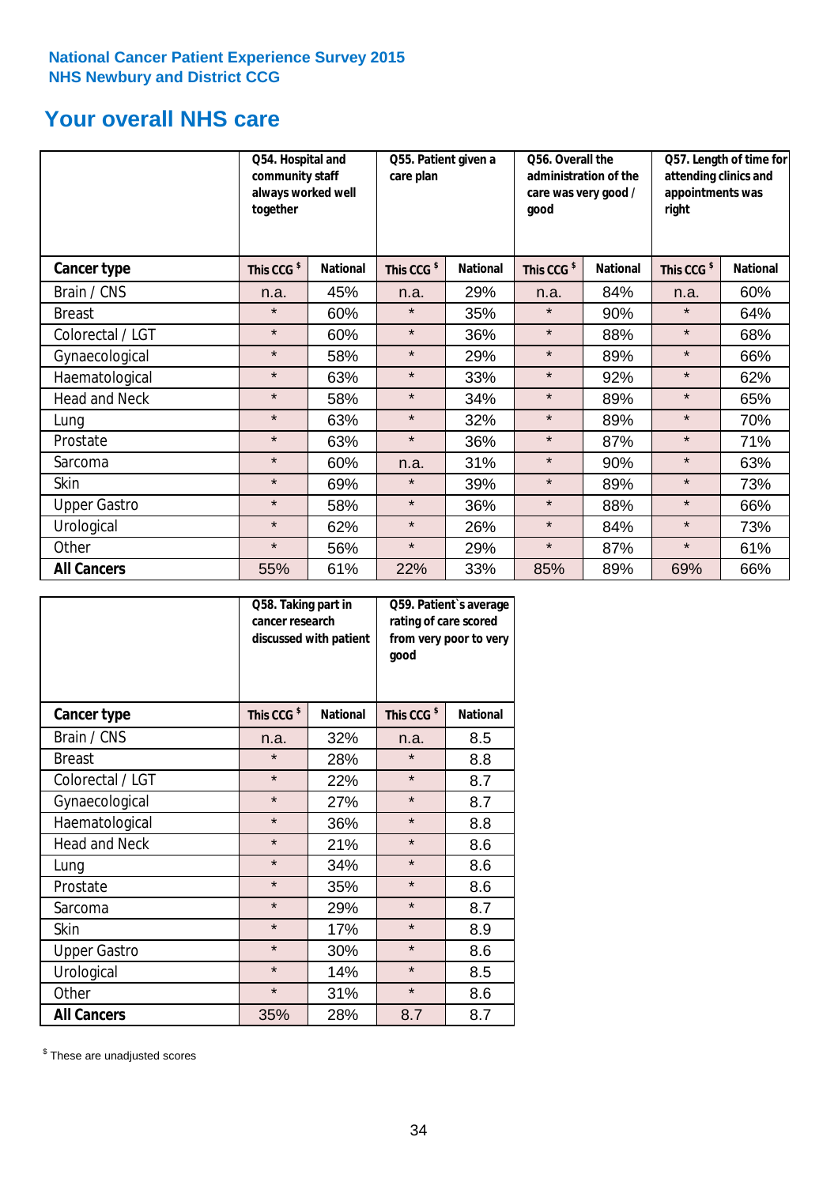National Cancer Patient Experience Survey 2015
NHS Newbury and District CCG

# Your overall NHS care

| | Q54. Hospital and community staff always worked well together | | Q55. Patient given a care plan | | Q56. Overall the administration of the care was very good / good | | Q57. Length of time for attending clinics and appointments was right | |
|---|---|---|---|---|---|---|---|---|
| **Cancer type** | This CCG $ | National | This CCG $ | National | This CCG $ | National | This CCG $ | National |
| Brain / CNS | n.a. | 45% | n.a. | 29% | n.a. | 84% | n.a. | 60% |
| Breast | * | 60% | * | 35% | * | 90% | * | 64% |
| Colorectal / LGT | * | 60% | * | 36% | * | 88% | * | 68% |
| Gynaecological | * | 58% | * | 29% | * | 89% | * | 66% |
| Haematological | * | 63% | * | 33% | * | 92% | * | 62% |
| Head and Neck | * | 58% | * | 34% | * | 89% | * | 65% |
| Lung | * | 63% | * | 32% | * | 89% | * | 70% |
| Prostate | * | 63% | * | 36% | * | 87% | * | 71% |
| Sarcoma | * | 60% | n.a. | 31% | * | 90% | * | 63% |
| Skin | * | 69% | * | 39% | * | 89% | * | 73% |
| Upper Gastro | * | 58% | * | 36% | * | 88% | * | 66% |
| Urological | * | 62% | * | 26% | * | 84% | * | 73% |
| Other | * | 56% | * | 29% | * | 87% | * | 61% |
| **All Cancers** | 55% | 61% | 22% | 33% | 85% | 89% | 69% | 66% |

| | Q58. Taking part in cancer research discussed with patient | | Q59. Patient`s average rating of care scored from very poor to very good | |
|---|---|---|---|---|
| **Cancer type** | This CCG $ | National | This CCG $ | National |
| Brain / CNS | n.a. | 32% | n.a. | 8.5 |
| Breast | * | 28% | * | 8.8 |
| Colorectal / LGT | * | 22% | * | 8.7 |
| Gynaecological | * | 27% | * | 8.7 |
| Haematological | * | 36% | * | 8.8 |
| Head and Neck | * | 21% | * | 8.6 |
| Lung | * | 34% | * | 8.6 |
| Prostate | * | 35% | * | 8.6 |
| Sarcoma | * | 29% | * | 8.7 |
| Skin | * | 17% | * | 8.9 |
| Upper Gastro | * | 30% | * | 8.6 |
| Urological | * | 14% | * | 8.5 |
| Other | * | 31% | * | 8.6 |
| **All Cancers** | 35% | 28% | 8.7 | 8.7 |

$ These are unadjusted scores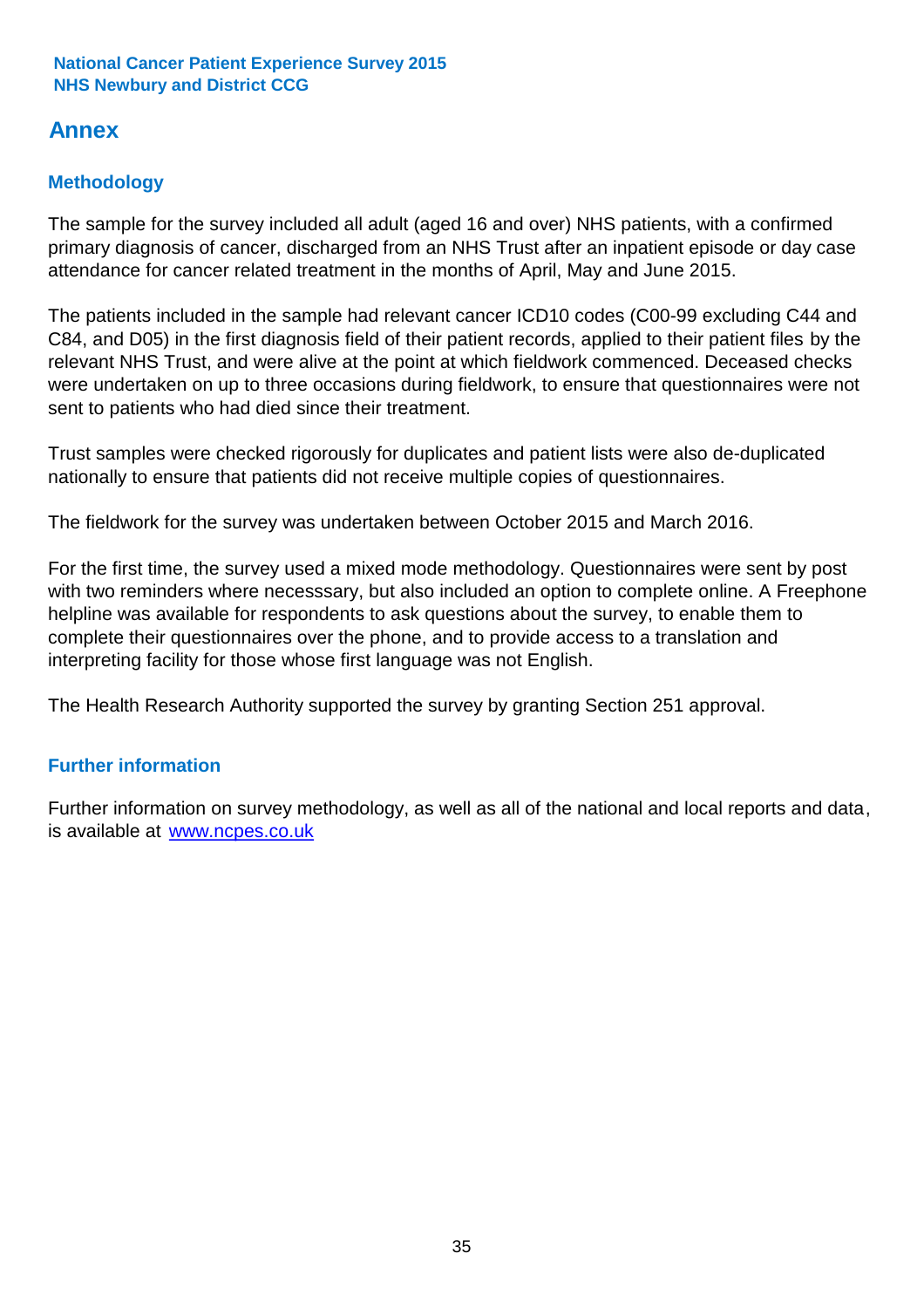## Annex

### Methodology

The sample for the survey included all adult (aged 16 and over) NHS patients, with a confirmed primary diagnosis of cancer, discharged from an NHS Trust after an inpatient episode or day case attendance for cancer related treatment in the months of April, May and June 2015.

The patients included in the sample had relevant cancer ICD10 codes (C00-99 excluding C44 and C84, and D05) in the first diagnosis field of their patient records, applied to their patient files by the relevant NHS Trust, and were alive at the point at which fieldwork commenced. Deceased checks were undertaken on up to three occasions during fieldwork, to ensure that questionnaires were not sent to patients who had died since their treatment.

Trust samples were checked rigorously for duplicates and patient lists were also de-duplicated nationally to ensure that patients did not receive multiple copies of questionnaires.

The fieldwork for the survey was undertaken between October 2015 and March 2016.

For the first time, the survey used a mixed mode methodology. Questionnaires were sent by post with two reminders where necesssary, but also included an option to complete online. A Freephone helpline was available for respondents to ask questions about the survey, to enable them to complete their questionnaires over the phone, and to provide access to a translation and interpreting facility for those whose first language was not English.

The Health Research Authority supported the survey by granting Section 251 approval.

### Further information

Further information on survey methodology, as well as all of the national and local reports and data, is available at www.ncpes.co.uk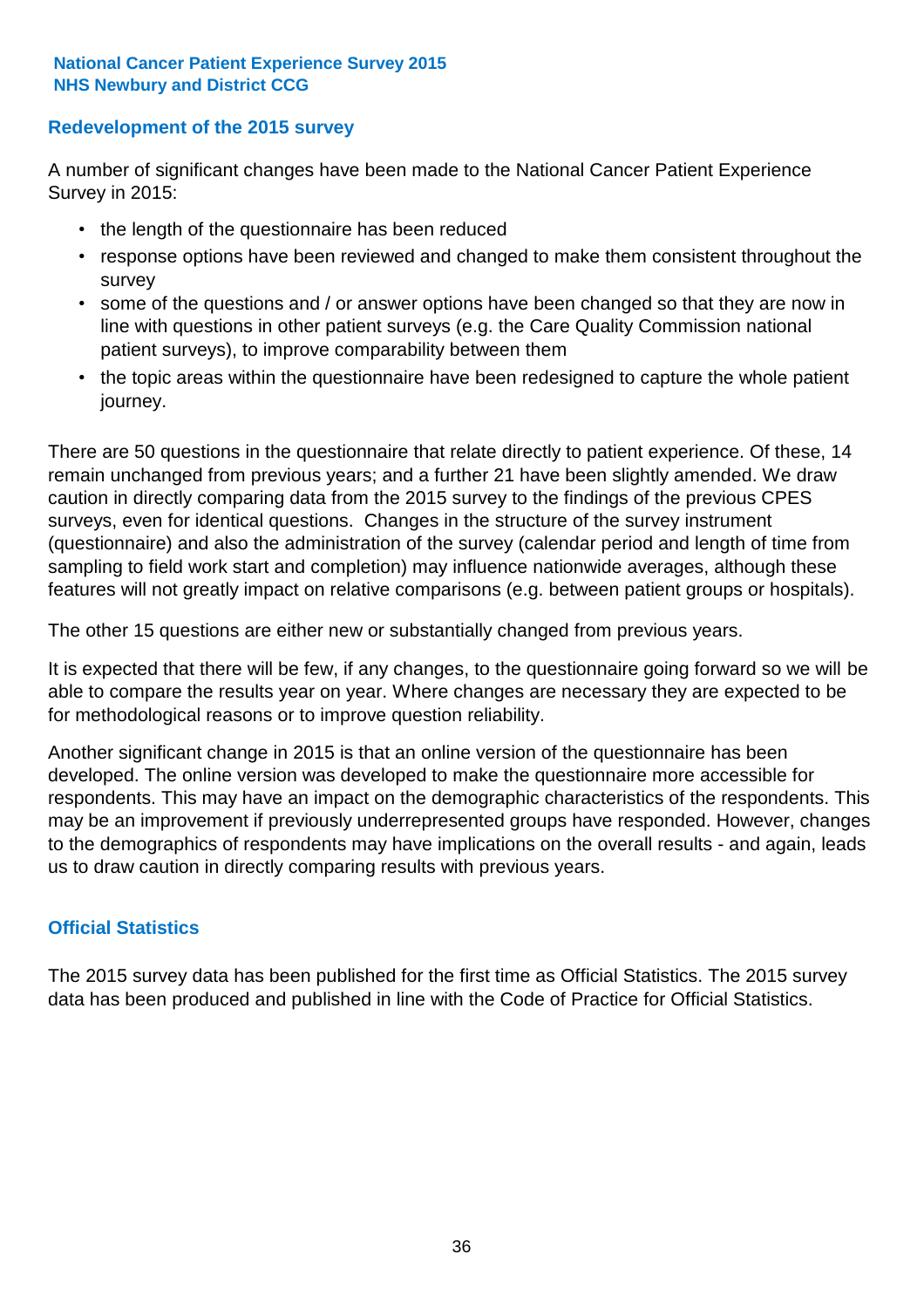## Redevelopment of the 2015 survey

A number of significant changes have been made to the National Cancer Patient Experience Survey in 2015:

- the length of the questionnaire has been reduced
- response options have been reviewed and changed to make them consistent throughout the survey
- some of the questions and / or answer options have been changed so that they are now in line with questions in other patient surveys (e.g. the Care Quality Commission national patient surveys), to improve comparability between them
- the topic areas within the questionnaire have been redesigned to capture the whole patient journey.

There are 50 questions in the questionnaire that relate directly to patient experience. Of these, 14 remain unchanged from previous years; and a further 21 have been slightly amended. We draw caution in directly comparing data from the 2015 survey to the findings of the previous CPES surveys, even for identical questions. Changes in the structure of the survey instrument (questionnaire) and also the administration of the survey (calendar period and length of time from sampling to field work start and completion) may influence nationwide averages, although these features will not greatly impact on relative comparisons (e.g. between patient groups or hospitals).

The other 15 questions are either new or substantially changed from previous years.

It is expected that there will be few, if any changes, to the questionnaire going forward so we will be able to compare the results year on year. Where changes are necessary they are expected to be for methodological reasons or to improve question reliability.

Another significant change in 2015 is that an online version of the questionnaire has been developed. The online version was developed to make the questionnaire more accessible for respondents. This may have an impact on the demographic characteristics of the respondents. This may be an improvement if previously underrepresented groups have responded. However, changes to the demographics of respondents may have implications on the overall results - and again, leads us to draw caution in directly comparing results with previous years.

## Official Statistics

The 2015 survey data has been published for the first time as Official Statistics. The 2015 survey data has been produced and published in line with the Code of Practice for Official Statistics.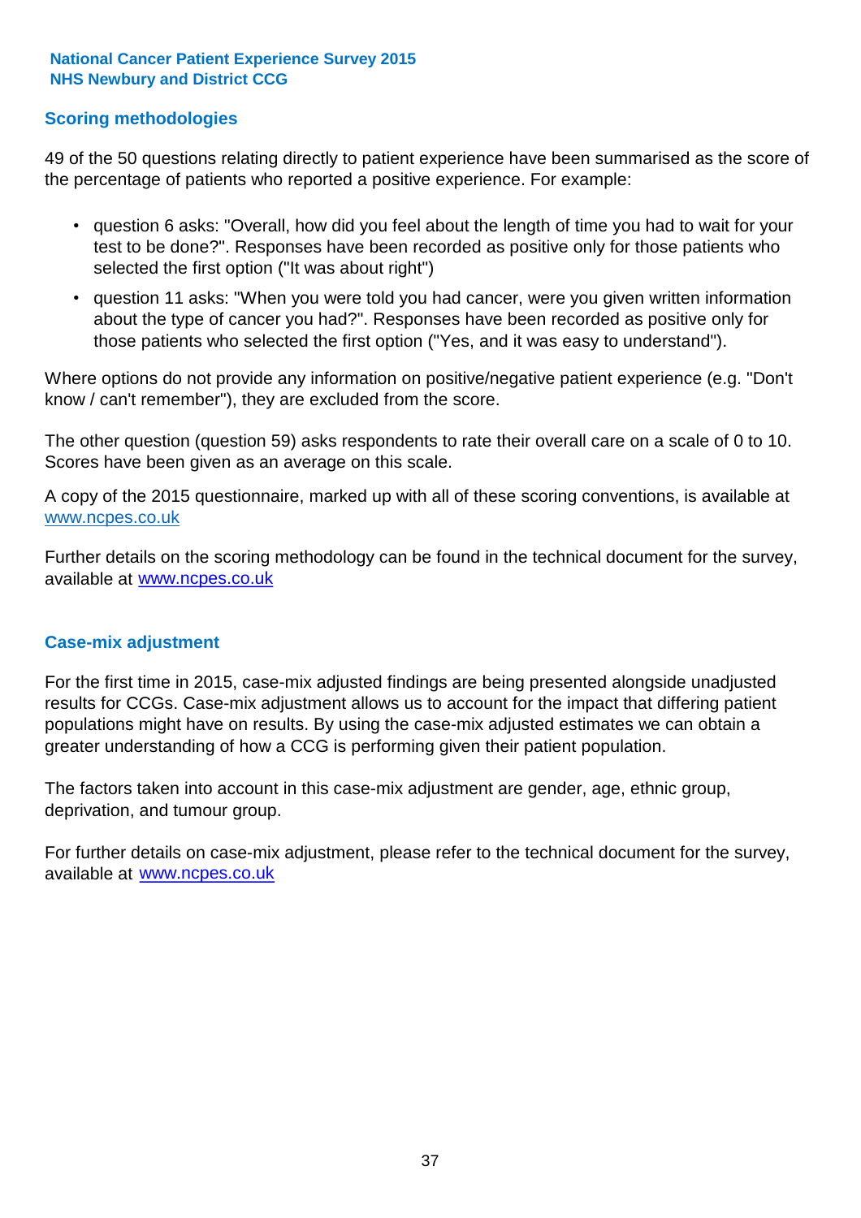## Scoring methodologies

49 of the 50 questions relating directly to patient experience have been summarised as the score of the percentage of patients who reported a positive experience. For example:

- question 6 asks: "Overall, how did you feel about the length of time you had to wait for your test to be done?". Responses have been recorded as positive only for those patients who selected the first option ("It was about right")
- question 11 asks: "When you were told you had cancer, were you given written information about the type of cancer you had?". Responses have been recorded as positive only for those patients who selected the first option ("Yes, and it was easy to understand").

Where options do not provide any information on positive/negative patient experience (e.g. "Don't know / can't remember"), they are excluded from the score.

The other question (question 59) asks respondents to rate their overall care on a scale of 0 to 10. Scores have been given as an average on this scale.

A copy of the 2015 questionnaire, marked up with all of these scoring conventions, is available at www.ncpes.co.uk

Further details on the scoring methodology can be found in the technical document for the survey, available at www.ncpes.co.uk

## Case-mix adjustment

For the first time in 2015, case-mix adjusted findings are being presented alongside unadjusted results for CCGs. Case-mix adjustment allows us to account for the impact that differing patient populations might have on results. By using the case-mix adjusted estimates we can obtain a greater understanding of how a CCG is performing given their patient population.

The factors taken into account in this case-mix adjustment are gender, age, ethnic group, deprivation, and tumour group.

For further details on case-mix adjustment, please refer to the technical document for the survey, available at www.ncpes.co.uk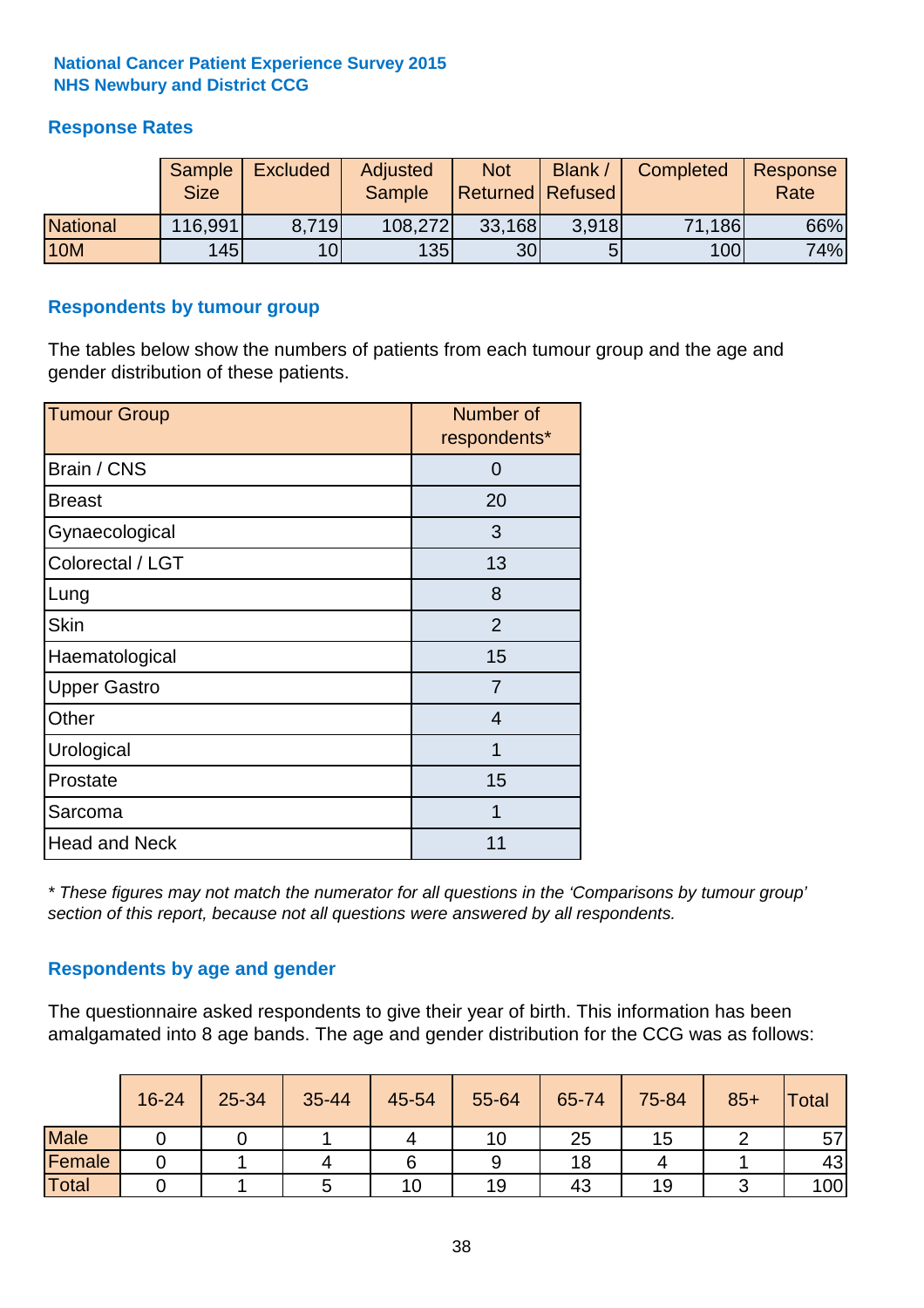National Cancer Patient Experience Survey 2015
NHS Newbury and District CCG

## Response Rates

| | Sample Size | Excluded | Adjusted Sample | Not Returned | Blank / Refused | Completed | Response Rate |
|---|---|---|---|---|---|---|---|
| National | 116,991 | 8,719 | 108,272 | 33,168 | 3,918 | 71,186 | 66% |
| 10M | 145 | 10 | 135 | 30 | 5 | 100 | 74% |

## Respondents by tumour group

The tables below show the numbers of patients from each tumour group and the age and gender distribution of these patients.

| Tumour Group | Number of respondents* |
|---|---|
| Brain / CNS | 0 |
| Breast | 20 |
| Gynaecological | 3 |
| Colorectal / LGT | 13 |
| Lung | 8 |
| Skin | 2 |
| Haematological | 15 |
| Upper Gastro | 7 |
| Other | 4 |
| Urological | 1 |
| Prostate | 15 |
| Sarcoma | 1 |
| Head and Neck | 11 |

*\* These figures may not match the numerator for all questions in the 'Comparisons by tumour group' section of this report, because not all questions were answered by all respondents.*

## Respondents by age and gender

The questionnaire asked respondents to give their year of birth. This information has been amalgamated into 8 age bands. The age and gender distribution for the CCG was as follows:

| | 16-24 | 25-34 | 35-44 | 45-54 | 55-64 | 65-74 | 75-84 | 85+ | Total |
|---|---|---|---|---|---|---|---|---|---|
| Male | 0 | 0 | 1 | 4 | 10 | 25 | 15 | 2 | 57 |
| Female | 0 | 1 | 4 | 6 | 9 | 18 | 4 | 1 | 43 |
| Total | 0 | 1 | 5 | 10 | 19 | 43 | 19 | 3 | 100 |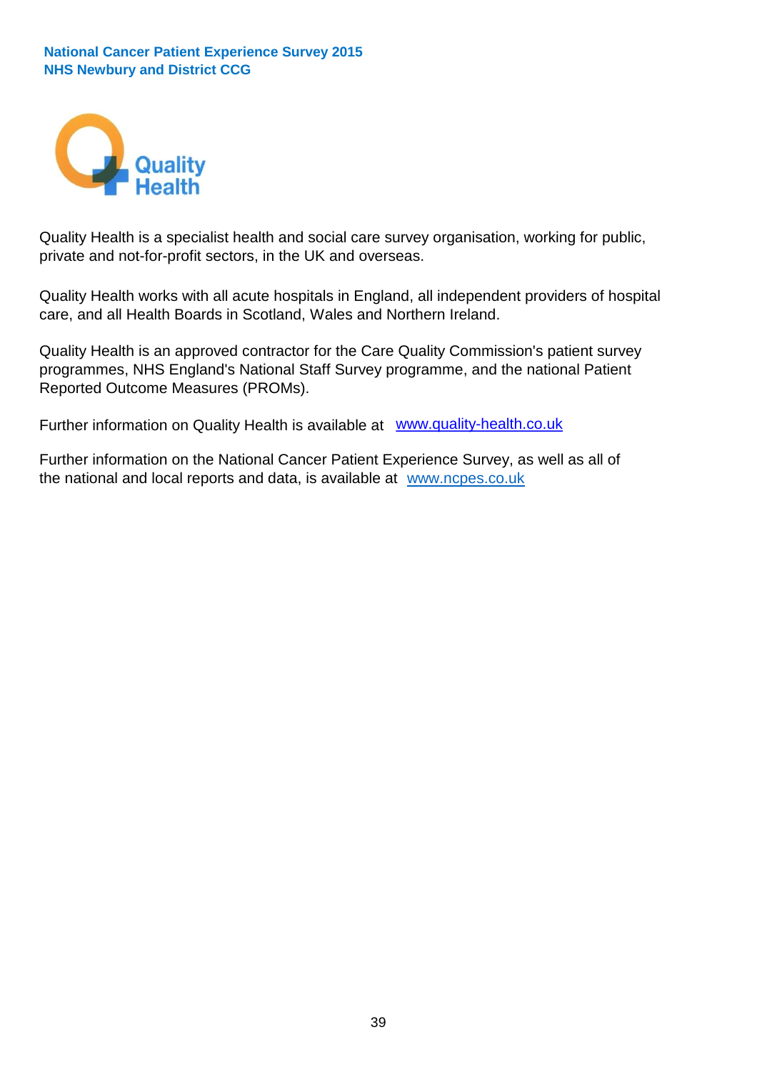**National Cancer Patient Experience Survey 2015**
**NHS Newbury and District CCG**

Quality Health

Quality Health is a specialist health and social care survey organisation, working for public, private and not-for-profit sectors, in the UK and overseas.

Quality Health works with all acute hospitals in England, all independent providers of hospital care, and all Health Boards in Scotland, Wales and Northern Ireland.

Quality Health is an approved contractor for the Care Quality Commission's patient survey programmes, NHS England's National Staff Survey programme, and the national Patient Reported Outcome Measures (PROMs).

Further information on Quality Health is available at [www.quality-health.co.uk](http://www.quality-health.co.uk)

Further information on the National Cancer Patient Experience Survey, as well as all of the national and local reports and data, is available at [www.ncpes.co.uk](http://www.ncpes.co.uk)